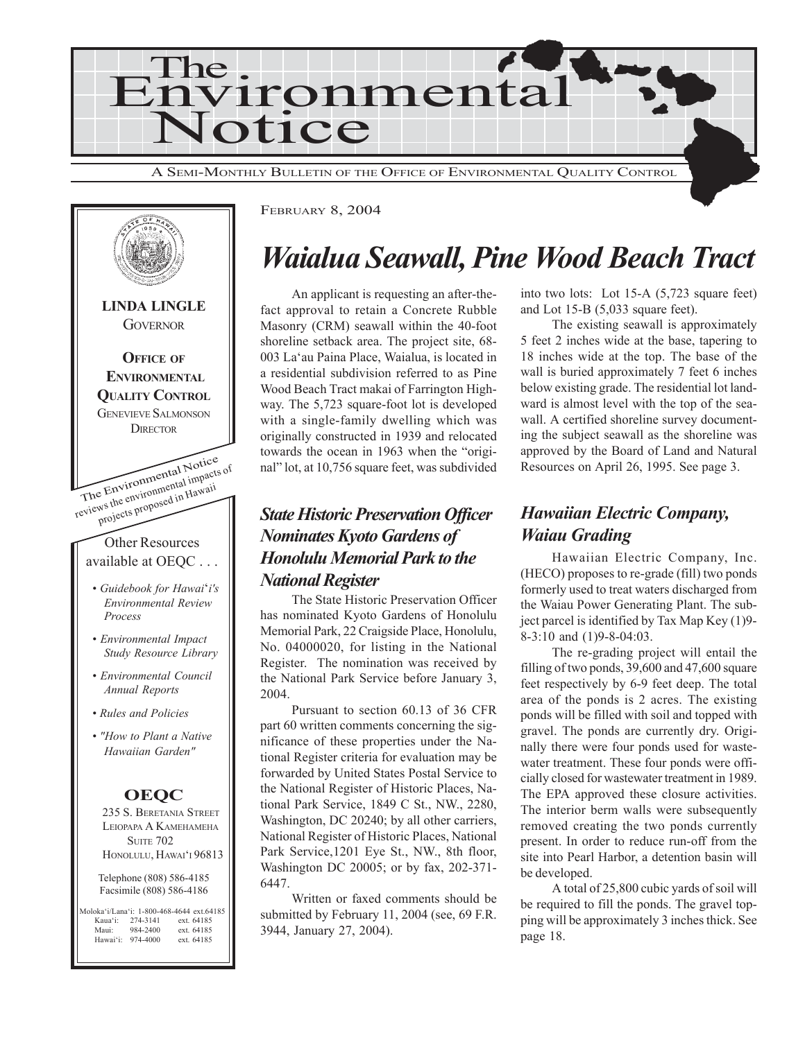# The Environmental Notice

A SEMI-MONTHLY BULLETIN OF THE OFFICE OF ENVIRONMENTAL QUALITY CONTROL

**LINDA LINGLE**
GOVERNOR

**OFFICE OF ENVIRONMENTAL QUALITY CONTROL**
GENEVIEVE SALMONSON
DIRECTOR

The Environmental Notice reviews the environmental impacts of projects proposed in Hawaii

Other Resources available at OEQC . . .

- *Guidebook for Hawai'i's Environmental Review Process*
- *Environmental Impact Study Resource Library*
- *Environmental Council Annual Reports*
- *Rules and Policies*
- *"How to Plant a Native Hawaiian Garden"*

**OEQC**
235 S. BERETANIA STREET
LEIOPAPA A KAMEHAMEHA
SUITE 702
HONOLULU, HAWAI'I 96813

Telephone (808) 586-4185
Facsimile (808) 586-4186

Moloka'i/Lana'i: 1-800-468-4644 ext.64185
Kaua'i: 274-3141 ext. 64185
Maui: 984-2400 ext. 64185
Hawai'i: 974-4000 ext. 64185

FEBRUARY 8, 2004

# *Waialua Seawall, Pine Wood Beach Tract*

An applicant is requesting an after-the-fact approval to retain a Concrete Rubble Masonry (CRM) seawall within the 40-foot shoreline setback area. The project site, 68-003 La'au Paina Place, Waialua, is located in a residential subdivision referred to as Pine Wood Beach Tract makai of Farrington Highway. The 5,723 square-foot lot is developed with a single-family dwelling which was originally constructed in 1939 and relocated towards the ocean in 1963 when the "original" lot, at 10,756 square feet, was subdivided into two lots: Lot 15-A (5,723 square feet) and Lot 15-B (5,033 square feet).

The existing seawall is approximately 5 feet 2 inches wide at the base, tapering to 18 inches wide at the top. The base of the wall is buried approximately 7 feet 6 inches below existing grade. The residential lot landward is almost level with the top of the seawall. A certified shoreline survey documenting the subject seawall as the shoreline was approved by the Board of Land and Natural Resources on April 26, 1995. See page 3.

## *State Historic Preservation Officer Nominates Kyoto Gardens of Honolulu Memorial Park to the National Register*

The State Historic Preservation Officer has nominated Kyoto Gardens of Honolulu Memorial Park, 22 Craigside Place, Honolulu, No. 04000020, for listing in the National Register. The nomination was received by the National Park Service before January 3, 2004.

Pursuant to section 60.13 of 36 CFR part 60 written comments concerning the significance of these properties under the National Register criteria for evaluation may be forwarded by United States Postal Service to the National Register of Historic Places, National Park Service, 1849 C St., NW., 2280, Washington, DC 20240; by all other carriers, National Register of Historic Places, National Park Service,1201 Eye St., NW., 8th floor, Washington DC 20005; or by fax, 202-371-6447.

Written or faxed comments should be submitted by February 11, 2004 (see, 69 F.R. 3944, January 27, 2004).

## *Hawaiian Electric Company, Waiau Grading*

Hawaiian Electric Company, Inc. (HECO) proposes to re-grade (fill) two ponds formerly used to treat waters discharged from the Waiau Power Generating Plant. The subject parcel is identified by Tax Map Key (1)9-8-3:10 and (1)9-8-04:03.

The re-grading project will entail the filling of two ponds, 39,600 and 47,600 square feet respectively by 6-9 feet deep. The total area of the ponds is 2 acres. The existing ponds will be filled with soil and topped with gravel. The ponds are currently dry. Originally there were four ponds used for wastewater treatment. These four ponds were officially closed for wastewater treatment in 1989. The EPA approved these closure activities. The interior berm walls were subsequently removed creating the two ponds currently present. In order to reduce run-off from the site into Pearl Harbor, a detention basin will be developed.

A total of 25,800 cubic yards of soil will be required to fill the ponds. The gravel topping will be approximately 3 inches thick. See page 18.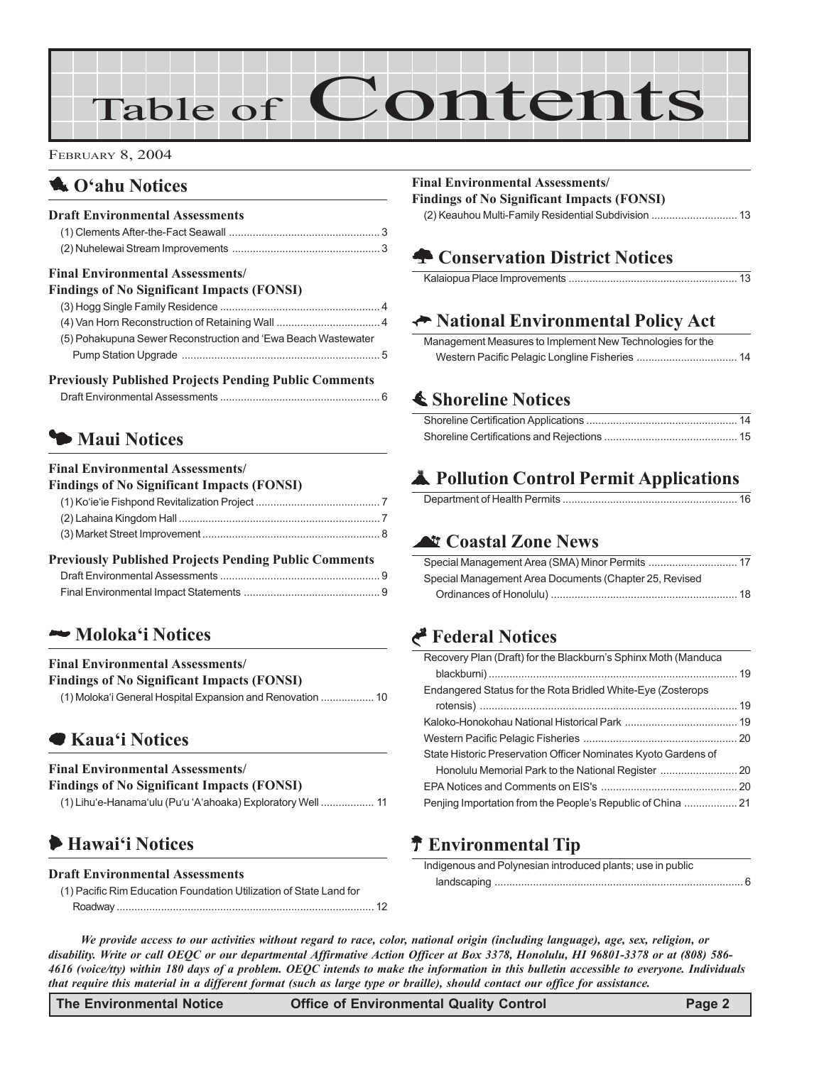# Table of Contents

February 8, 2004

## O'ahu Notices

### Draft Environmental Assessments

(1) Clements After-the-Fact Seawall ... 3
(2) Nuhelewai Stream Improvements ... 3

### Final Environmental Assessments/ Findings of No Significant Impacts (FONSI)

(3) Hogg Single Family Residence ... 4
(4) Van Horn Reconstruction of Retaining Wall ... 4
(5) Pohakupuna Sewer Reconstruction and 'Ewa Beach Wastewater Pump Station Upgrade ... 5

### Previously Published Projects Pending Public Comments

Draft Environmental Assessments ... 6

## Maui Notices

### Final Environmental Assessments/ Findings of No Significant Impacts (FONSI)

(1) Ko'ie'ie Fishpond Revitalization Project ... 7
(2) Lahaina Kingdom Hall ... 7
(3) Market Street Improvement ... 8

### Previously Published Projects Pending Public Comments

Draft Environmental Assessments ... 9
Final Environmental Impact Statements ... 9

## Moloka'i Notices

### Final Environmental Assessments/ Findings of No Significant Impacts (FONSI)

(1) Moloka'i General Hospital Expansion and Renovation ... 10

## Kaua'i Notices

### Final Environmental Assessments/ Findings of No Significant Impacts (FONSI)

(1) Lihu'e-Hanama'ulu (Pu'u 'A'ahoaka) Exploratory Well ... 11

## Hawai'i Notices

### Draft Environmental Assessments

(1) Pacific Rim Education Foundation Utilization of State Land for Roadway ... 12

### Final Environmental Assessments/ Findings of No Significant Impacts (FONSI)

(2) Keauhou Multi-Family Residential Subdivision ... 13

## Conservation District Notices

Kalaiopua Place Improvements ... 13

## National Environmental Policy Act

Management Measures to Implement New Technologies for the Western Pacific Pelagic Longline Fisheries ... 14

## Shoreline Notices

Shoreline Certification Applications ... 14
Shoreline Certifications and Rejections ... 15

## Pollution Control Permit Applications

Department of Health Permits ... 16

## Coastal Zone News

Special Management Area (SMA) Minor Permits ... 17
Special Management Area Documents (Chapter 25, Revised Ordinances of Honolulu) ... 18

## Federal Notices

Recovery Plan (Draft) for the Blackburn's Sphinx Moth (Manduca blackburni) ... 19
Endangered Status for the Rota Bridled White-Eye (Zosterops rotensis) ... 19
Kaloko-Honokohau National Historical Park ... 19
Western Pacific Pelagic Fisheries ... 20
State Historic Preservation Officer Nominates Kyoto Gardens of Honolulu Memorial Park to the National Register ... 20
EPA Notices and Comments on EIS's ... 20
Penjing Importation from the People's Republic of China ... 21

## Environmental Tip

Indigenous and Polynesian introduced plants; use in public landscaping ... 6

***We provide access to our activities without regard to race, color, national origin (including language), age, sex, religion, or disability. Write or call OEQC or our departmental Affirmative Action Officer at Box 3378, Honolulu, HI 96801-3378 or at (808) 586-4616 (voice/tty) within 180 days of a problem. OEQC intends to make the information in this bulletin accessible to everyone. Individuals that require this material in a different format (such as large type or braille), should contact our office for assistance.***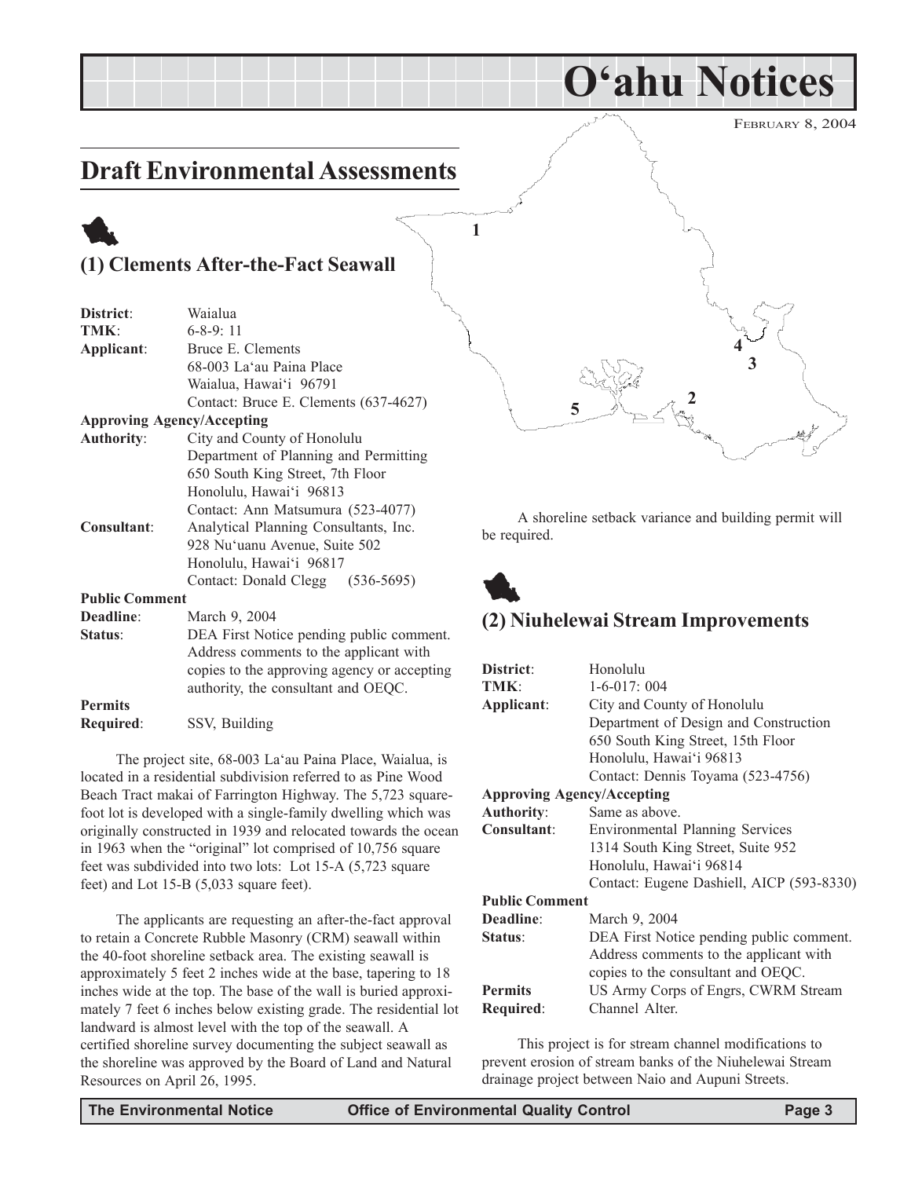# O'ahu Notices

FEBRUARY 8, 2004

## Draft Environmental Assessments

### (1) Clements After-the-Fact Seawall

**District**: Waialua
**TMK**: 6-8-9: 11
**Applicant**: Bruce E. Clements
68-003 La'au Paina Place
Waialua, Hawai'i 96791
Contact: Bruce E. Clements (637-4627)
**Approving Agency/Accepting Authority**: City and County of Honolulu
Department of Planning and Permitting
650 South King Street, 7th Floor
Honolulu, Hawai'i 96813
Contact: Ann Matsumura (523-4077)
**Consultant**: Analytical Planning Consultants, Inc.
928 Nu'uanu Avenue, Suite 502
Honolulu, Hawai'i 96817
Contact: Donald Clegg (536-5695)
**Public Comment Deadline**: March 9, 2004
**Status**: DEA First Notice pending public comment. Address comments to the applicant with copies to the approving agency or accepting authority, the consultant and OEQC.
**Permits Required**: SSV, Building

The project site, 68-003 La'au Paina Place, Waialua, is located in a residential subdivision referred to as Pine Wood Beach Tract makai of Farrington Highway. The 5,723 square-foot lot is developed with a single-family dwelling which was originally constructed in 1939 and relocated towards the ocean in 1963 when the "original" lot comprised of 10,756 square feet was subdivided into two lots: Lot 15-A (5,723 square feet) and Lot 15-B (5,033 square feet).

The applicants are requesting an after-the-fact approval to retain a Concrete Rubble Masonry (CRM) seawall within the 40-foot shoreline setback area. The existing seawall is approximately 5 feet 2 inches wide at the base, tapering to 18 inches wide at the top. The base of the wall is buried approximately 7 feet 6 inches below existing grade. The residential lot landward is almost level with the top of the seawall. A certified shoreline survey documenting the subject seawall as the shoreline was approved by the Board of Land and Natural Resources on April 26, 1995.

A shoreline setback variance and building permit will be required.

### (2) Niuhelewai Stream Improvements

**District**: Honolulu
**TMK**: 1-6-017: 004
**Applicant**: City and County of Honolulu
Department of Design and Construction
650 South King Street, 15th Floor
Honolulu, Hawai'i 96813
Contact: Dennis Toyama (523-4756)
**Approving Agency/Accepting Authority**: Same as above.
**Consultant**: Environmental Planning Services
1314 South King Street, Suite 952
Honolulu, Hawai'i 96814
Contact: Eugene Dashiell, AICP (593-8330)
**Public Comment Deadline**: March 9, 2004
**Status**: DEA First Notice pending public comment. Address comments to the applicant with copies to the consultant and OEQC.
**Permits Required**: US Army Corps of Engrs, CWRM Stream Channel Alter.

This project is for stream channel modifications to prevent erosion of stream banks of the Niuhelewai Stream drainage project between Naio and Aupuni Streets.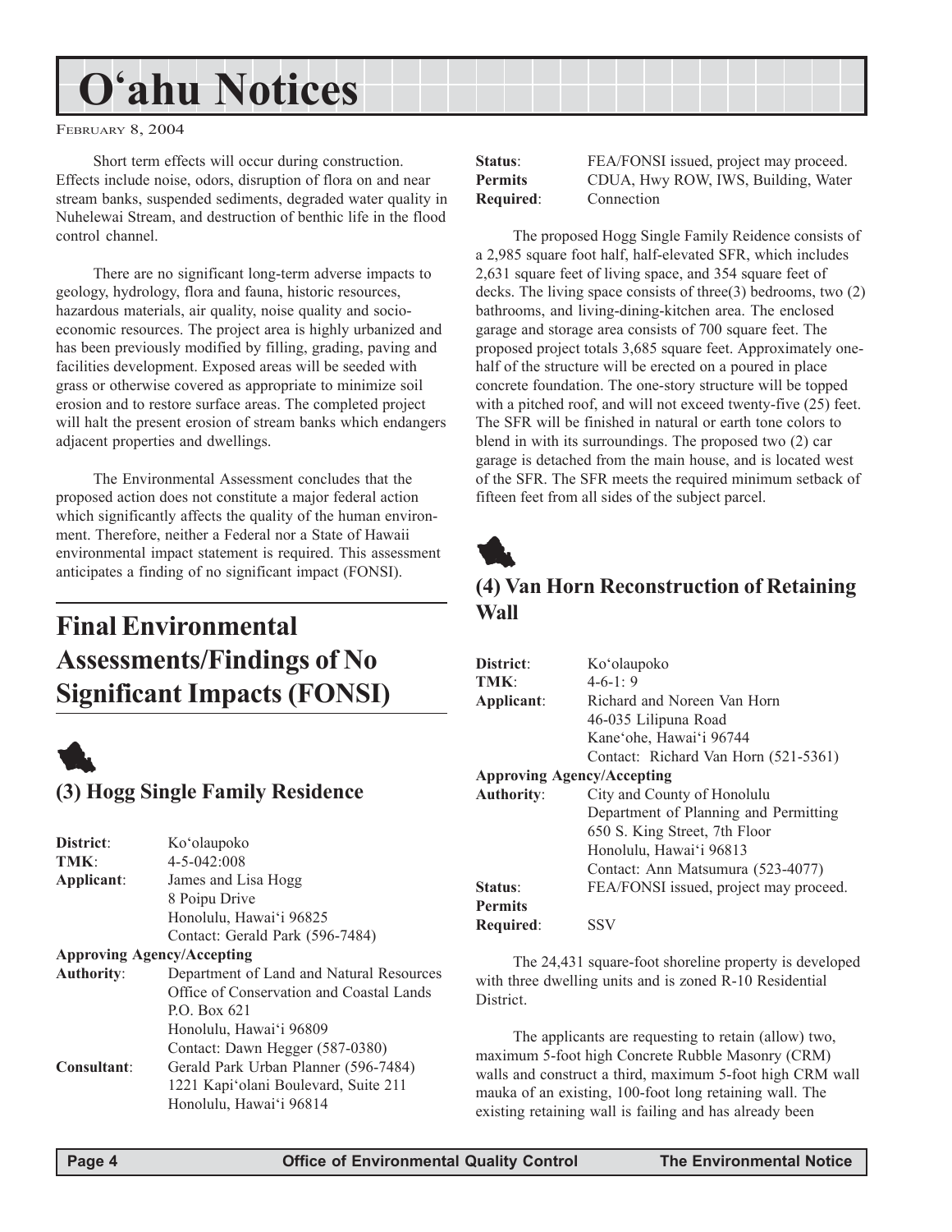Short term effects will occur during construction. Effects include noise, odors, disruption of flora on and near stream banks, suspended sediments, degraded water quality in Nuhelewai Stream, and destruction of benthic life in the flood control channel.

There are no significant long-term adverse impacts to geology, hydrology, flora and fauna, historic resources, hazardous materials, air quality, noise quality and socio-economic resources. The project area is highly urbanized and has been previously modified by filling, grading, paving and facilities development. Exposed areas will be seeded with grass or otherwise covered as appropriate to minimize soil erosion and to restore surface areas. The completed project will halt the present erosion of stream banks which endangers adjacent properties and dwellings.

The Environmental Assessment concludes that the proposed action does not constitute a major federal action which significantly affects the quality of the human environment. Therefore, neither a Federal nor a State of Hawaii environmental impact statement is required. This assessment anticipates a finding of no significant impact (FONSI).

# Final Environmental Assessments/Findings of No Significant Impacts (FONSI)

## (3) Hogg Single Family Residence

**District**: Ko'olaupoko
**TMK**: 4-5-042:008
**Applicant**: James and Lisa Hogg
8 Poipu Drive
Honolulu, Hawai'i 96825
Contact: Gerald Park (596-7484)
**Approving Agency/Accepting Authority**: Department of Land and Natural Resources
Office of Conservation and Coastal Lands
P.O. Box 621
Honolulu, Hawai'i 96809
Contact: Dawn Hegger (587-0380)
**Consultant**: Gerald Park Urban Planner (596-7484)
1221 Kapi'olani Boulevard, Suite 211
Honolulu, Hawai'i 96814
**Status**: FEA/FONSI issued, project may proceed.
**Permits Required**: CDUA, Hwy ROW, IWS, Building, Water Connection

The proposed Hogg Single Family Reidence consists of a 2,985 square foot half, half-elevated SFR, which includes 2,631 square feet of living space, and 354 square feet of decks. The living space consists of three(3) bedrooms, two (2) bathrooms, and living-dining-kitchen area. The enclosed garage and storage area consists of 700 square feet. The proposed project totals 3,685 square feet. Approximately one-half of the structure will be erected on a poured in place concrete foundation. The one-story structure will be topped with a pitched roof, and will not exceed twenty-five (25) feet. The SFR will be finished in natural or earth tone colors to blend in with its surroundings. The proposed two (2) car garage is detached from the main house, and is located west of the SFR. The SFR meets the required minimum setback of fifteen feet from all sides of the subject parcel.

## (4) Van Horn Reconstruction of Retaining Wall

**District**: Ko'olaupoko
**TMK**: 4-6-1: 9
**Applicant**: Richard and Noreen Van Horn
46-035 Lilipuna Road
Kane'ohe, Hawai'i 96744
Contact: Richard Van Horn (521-5361)
**Approving Agency/Accepting Authority**: City and County of Honolulu
Department of Planning and Permitting
650 S. King Street, 7th Floor
Honolulu, Hawai'i 96813
Contact: Ann Matsumura (523-4077)
**Status**: FEA/FONSI issued, project may proceed.
**Permits Required**: SSV

The 24,431 square-foot shoreline property is developed with three dwelling units and is zoned R-10 Residential District.

The applicants are requesting to retain (allow) two, maximum 5-foot high Concrete Rubble Masonry (CRM) walls and construct a third, maximum 5-foot high CRM wall mauka of an existing, 100-foot long retaining wall. The existing retaining wall is failing and has already been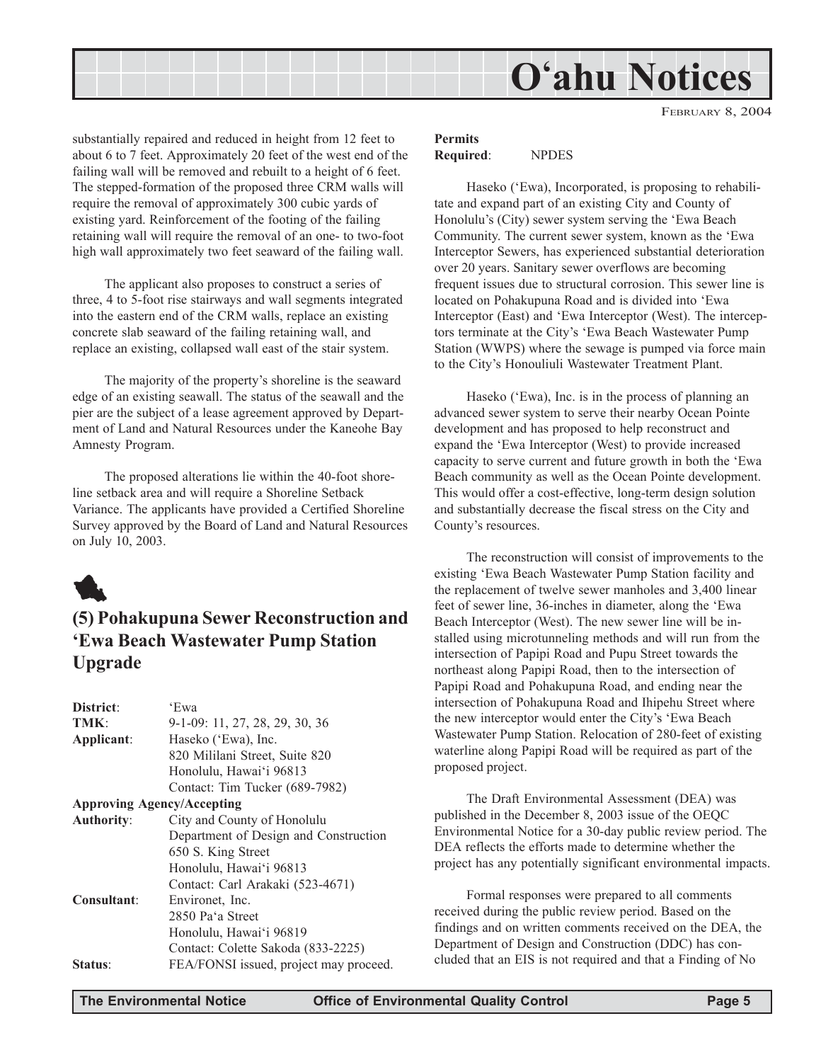substantially repaired and reduced in height from 12 feet to about 6 to 7 feet. Approximately 20 feet of the west end of the failing wall will be removed and rebuilt to a height of 6 feet. The stepped-formation of the proposed three CRM walls will require the removal of approximately 300 cubic yards of existing yard. Reinforcement of the footing of the failing retaining wall will require the removal of an one- to two-foot high wall approximately two feet seaward of the failing wall.

The applicant also proposes to construct a series of three, 4 to 5-foot rise stairways and wall segments integrated into the eastern end of the CRM walls, replace an existing concrete slab seaward of the failing retaining wall, and replace an existing, collapsed wall east of the stair system.

The majority of the property's shoreline is the seaward edge of an existing seawall. The status of the seawall and the pier are the subject of a lease agreement approved by Department of Land and Natural Resources under the Kaneohe Bay Amnesty Program.

The proposed alterations lie within the 40-foot shoreline setback area and will require a Shoreline Setback Variance. The applicants have provided a Certified Shoreline Survey approved by the Board of Land and Natural Resources on July 10, 2003.

## (5) Pohakupuna Sewer Reconstruction and 'Ewa Beach Wastewater Pump Station Upgrade

**District**: 'Ewa
**TMK**: 9-1-09: 11, 27, 28, 29, 30, 36
**Applicant**: Haseko ('Ewa), Inc.
820 Mililani Street, Suite 820
Honolulu, Hawai'i 96813
Contact: Tim Tucker (689-7982)
**Approving Agency/Accepting Authority**: City and County of Honolulu
Department of Design and Construction
650 S. King Street
Honolulu, Hawai'i 96813
Contact: Carl Arakaki (523-4671)
**Consultant**: Environet, Inc.
2850 Pa'a Street
Honolulu, Hawai'i 96819
Contact: Colette Sakoda (833-2225)
**Status**: FEA/FONSI issued, project may proceed.
**Permits Required**: NPDES

Haseko ('Ewa), Incorporated, is proposing to rehabilitate and expand part of an existing City and County of Honolulu's (City) sewer system serving the 'Ewa Beach Community. The current sewer system, known as the 'Ewa Interceptor Sewers, has experienced substantial deterioration over 20 years. Sanitary sewer overflows are becoming frequent issues due to structural corrosion. This sewer line is located on Pohakupuna Road and is divided into 'Ewa Interceptor (East) and 'Ewa Interceptor (West). The interceptors terminate at the City's 'Ewa Beach Wastewater Pump Station (WWPS) where the sewage is pumped via force main to the City's Honouliuli Wastewater Treatment Plant.

Haseko ('Ewa), Inc. is in the process of planning an advanced sewer system to serve their nearby Ocean Pointe development and has proposed to help reconstruct and expand the 'Ewa Interceptor (West) to provide increased capacity to serve current and future growth in both the 'Ewa Beach community as well as the Ocean Pointe development. This would offer a cost-effective, long-term design solution and substantially decrease the fiscal stress on the City and County's resources.

The reconstruction will consist of improvements to the existing 'Ewa Beach Wastewater Pump Station facility and the replacement of twelve sewer manholes and 3,400 linear feet of sewer line, 36-inches in diameter, along the 'Ewa Beach Interceptor (West). The new sewer line will be installed using microtunneling methods and will run from the intersection of Papipi Road and Pupu Street towards the northeast along Papipi Road, then to the intersection of Papipi Road and Pohakupuna Road, and ending near the intersection of Pohakupuna Road and Ihipehu Street where the new interceptor would enter the City's 'Ewa Beach Wastewater Pump Station. Relocation of 280-feet of existing waterline along Papipi Road will be required as part of the proposed project.

The Draft Environmental Assessment (DEA) was published in the December 8, 2003 issue of the OEQC Environmental Notice for a 30-day public review period. The DEA reflects the efforts made to determine whether the project has any potentially significant environmental impacts.

Formal responses were prepared to all comments received during the public review period. Based on the findings and on written comments received on the DEA, the Department of Design and Construction (DDC) has concluded that an EIS is not required and that a Finding of No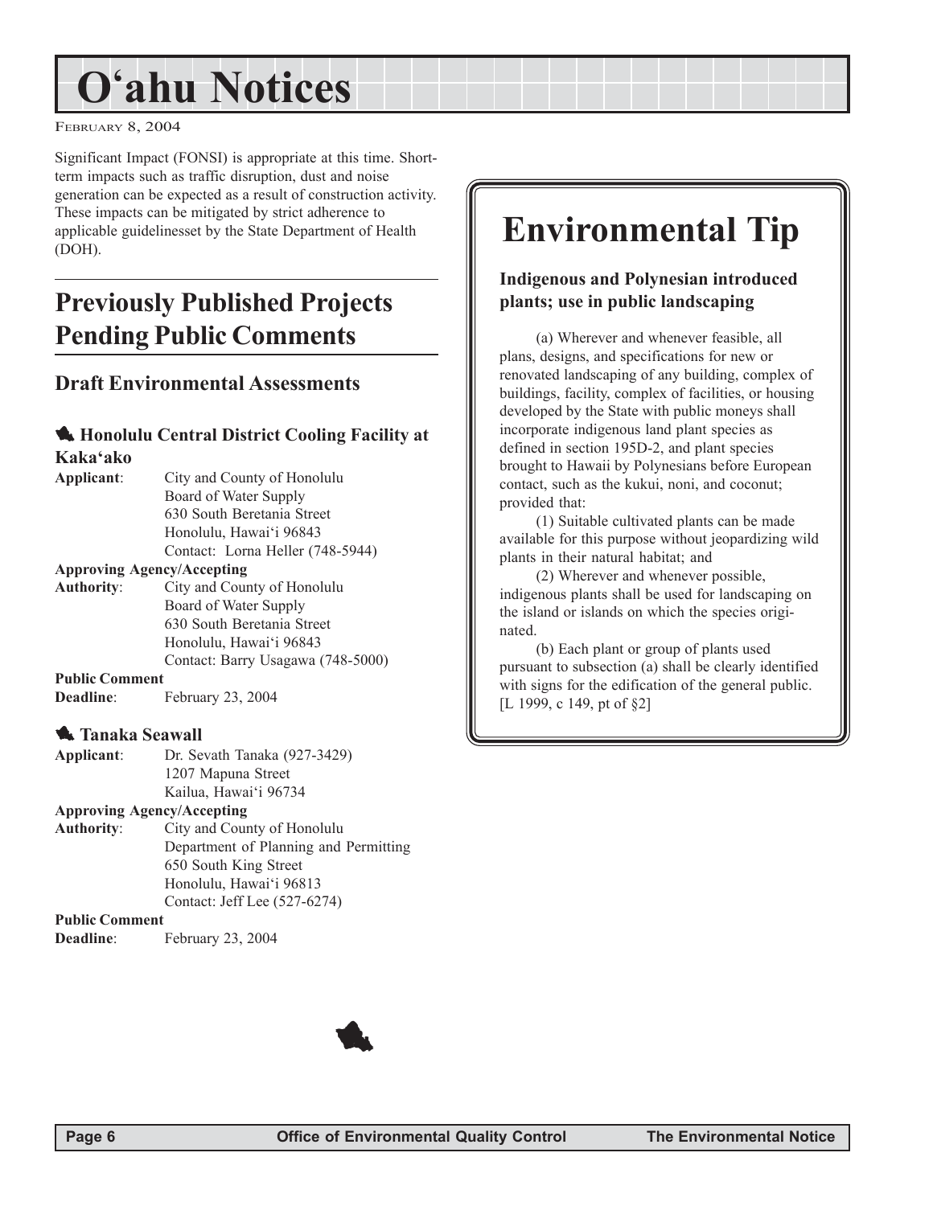# O'ahu Notices

FEBRUARY 8, 2004

Significant Impact (FONSI) is appropriate at this time. Short-term impacts such as traffic disruption, dust and noise generation can be expected as a result of construction activity. These impacts can be mitigated by strict adherence to applicable guidelinesset by the State Department of Health (DOH).

## Previously Published Projects Pending Public Comments

### Draft Environmental Assessments

#### Honolulu Central District Cooling Facility at Kaka'ako

**Applicant**: City and County of Honolulu
Board of Water Supply
630 South Beretania Street
Honolulu, Hawai'i 96843
Contact: Lorna Heller (748-5944)

**Approving Agency/Accepting Authority**: City and County of Honolulu
Board of Water Supply
630 South Beretania Street
Honolulu, Hawai'i 96843
Contact: Barry Usagawa (748-5000)

**Public Comment Deadline**: February 23, 2004

#### Tanaka Seawall

**Applicant**: Dr. Sevath Tanaka (927-3429)
1207 Mapuna Street
Kailua, Hawai'i 96734

**Approving Agency/Accepting Authority**: City and County of Honolulu
Department of Planning and Permitting
650 South King Street
Honolulu, Hawai'i 96813
Contact: Jeff Lee (527-6274)

**Public Comment Deadline**: February 23, 2004

## Environmental Tip

### Indigenous and Polynesian introduced plants; use in public landscaping

(a) Wherever and whenever feasible, all plans, designs, and specifications for new or renovated landscaping of any building, complex of buildings, facility, complex of facilities, or housing developed by the State with public moneys shall incorporate indigenous land plant species as defined in section 195D-2, and plant species brought to Hawaii by Polynesians before European contact, such as the kukui, noni, and coconut; provided that:

(1) Suitable cultivated plants can be made available for this purpose without jeopardizing wild plants in their natural habitat; and

(2) Wherever and whenever possible, indigenous plants shall be used for landscaping on the island or islands on which the species originated.

(b) Each plant or group of plants used pursuant to subsection (a) shall be clearly identified with signs for the edification of the general public. [L 1999, c 149, pt of §2]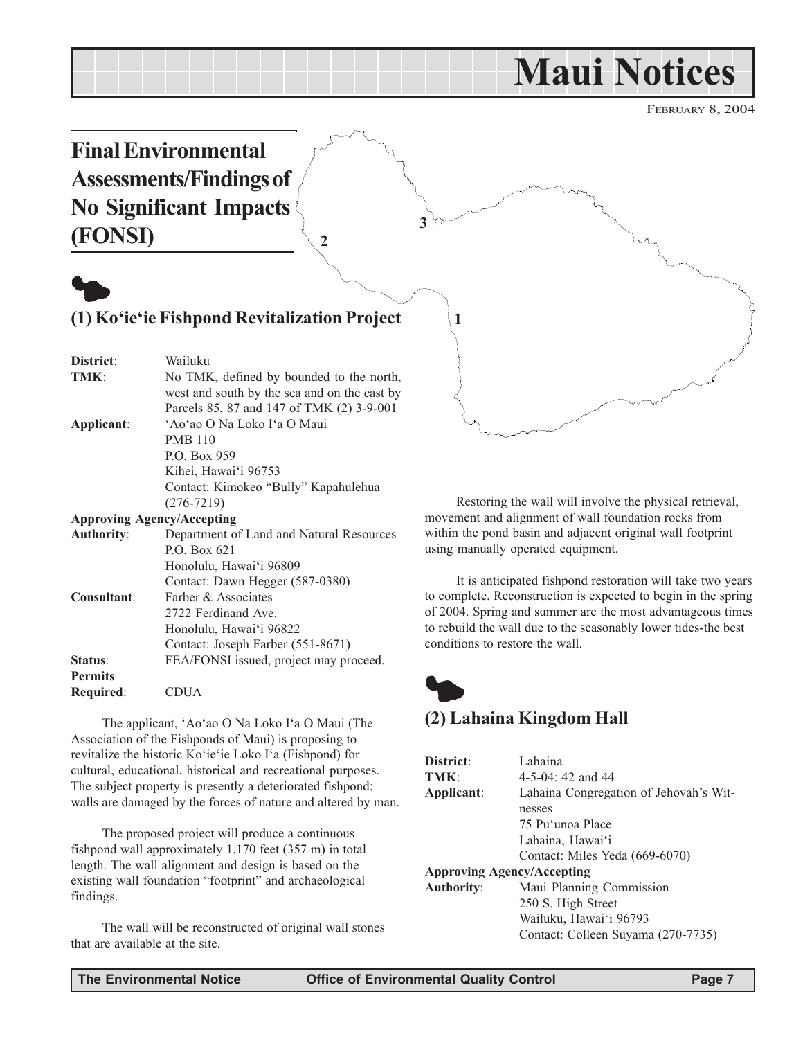# Maui Notices

FEBRUARY 8, 2004

## Final Environmental Assessments/Findings of No Significant Impacts (FONSI)

### (1) Ko'ie'ie Fishpond Revitalization Project

| | |
|---|---|
| **District**: | Wailuku |
| **TMK**: | No TMK, defined by bounded to the north, west and south by the sea and on the east by Parcels 85, 87 and 147 of TMK (2) 3-9-001 |
| **Applicant**: | 'Ao'ao O Na Loko I'a O Maui<br>PMB 110<br>P.O. Box 959<br>Kihei, Hawai'i 96753<br>Contact: Kimokeo "Bully" Kapahulehua (276-7219) |
| **Approving Agency/Accepting Authority**: | Department of Land and Natural Resources<br>P.O. Box 621<br>Honolulu, Hawai'i 96809<br>Contact: Dawn Hegger (587-0380) |
| **Consultant**: | Farber & Associates<br>2722 Ferdinand Ave.<br>Honolulu, Hawai'i 96822<br>Contact: Joseph Farber (551-8671) |
| **Status**: | FEA/FONSI issued, project may proceed. |
| **Permits Required**: | CDUA |

The applicant, 'Ao'ao O Na Loko I'a O Maui (The Association of the Fishponds of Maui) is proposing to revitalize the historic Ko'ie'ie Loko I'a (Fishpond) for cultural, educational, historical and recreational purposes. The subject property is presently a deteriorated fishpond; walls are damaged by the forces of nature and altered by man.

The proposed project will produce a continuous fishpond wall approximately 1,170 feet (357 m) in total length. The wall alignment and design is based on the existing wall foundation "footprint" and archaeological findings.

The wall will be reconstructed of original wall stones that are available at the site.

Restoring the wall will involve the physical retrieval, movement and alignment of wall foundation rocks from within the pond basin and adjacent original wall footprint using manually operated equipment.

It is anticipated fishpond restoration will take two years to complete. Reconstruction is expected to begin in the spring of 2004. Spring and summer are the most advantageous times to rebuild the wall due to the seasonably lower tides-the best conditions to restore the wall.

### (2) Lahaina Kingdom Hall

| | |
|---|---|
| **District**: | Lahaina |
| **TMK**: | 4-5-04: 42 and 44 |
| **Applicant**: | Lahaina Congregation of Jehovah's Witnesses<br>75 Pu'unoa Place<br>Lahaina, Hawai'i<br>Contact: Miles Yeda (669-6070) |
| **Approving Agency/Accepting Authority**: | Maui Planning Commission<br>250 S. High Street<br>Wailuku, Hawai'i 96793<br>Contact: Colleen Suyama (270-7735) |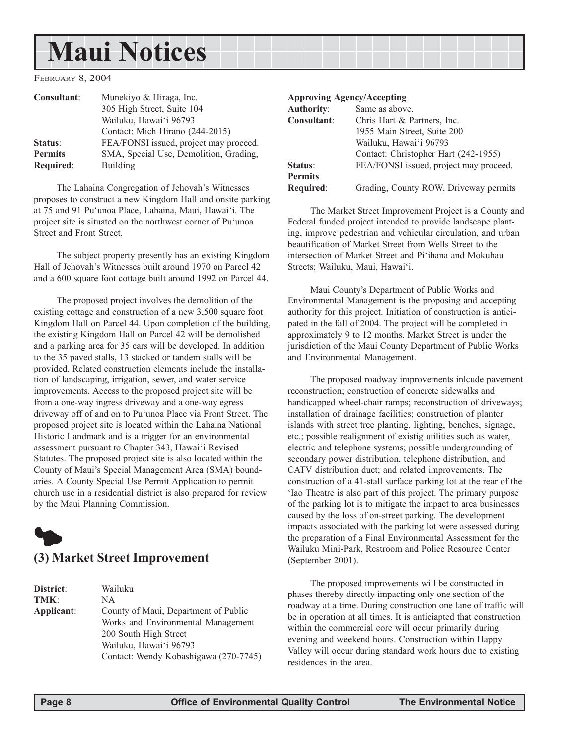# Maui Notices

| | |
|---|---|
| **Consultant**: | Munekiyo & Hiraga, Inc.<br>305 High Street, Suite 104<br>Wailuku, Hawai'i 96793<br>Contact: Mich Hirano (244-2015) |
| **Status**: | FEA/FONSI issued, project may proceed. |
| **Permits Required**: | SMA, Special Use, Demolition, Grading, Building |

The Lahaina Congregation of Jehovah's Witnesses proposes to construct a new Kingdom Hall and onsite parking at 75 and 91 Pu'unoa Place, Lahaina, Maui, Hawai'i. The project site is situated on the northwest corner of Pu'unoa Street and Front Street.

The subject property presently has an existing Kingdom Hall of Jehovah's Witnesses built around 1970 on Parcel 42 and a 600 square foot cottage built around 1992 on Parcel 44.

The proposed project involves the demolition of the existing cottage and construction of a new 3,500 square foot Kingdom Hall on Parcel 44. Upon completion of the building, the existing Kingdom Hall on Parcel 42 will be demolished and a parking area for 35 cars will be developed. In addition to the 35 paved stalls, 13 stacked or tandem stalls will be provided. Related construction elements include the installation of landscaping, irrigation, sewer, and water service improvements. Access to the proposed project site will be from a one-way ingress driveway and a one-way egress driveway off of and on to Pu'unoa Place via Front Street. The proposed project site is located within the Lahaina National Historic Landmark and is a trigger for an environmental assessment pursuant to Chapter 343, Hawai'i Revised Statutes. The proposed project site is also located within the County of Maui's Special Management Area (SMA) boundaries. A County Special Use Permit Application to permit church use in a residential district is also prepared for review by the Maui Planning Commission.

## (3) Market Street Improvement

| | |
|---|---|
| **District**: | Wailuku |
| **TMK**: | NA |
| **Applicant**: | County of Maui, Department of Public Works and Environmental Management<br>200 South High Street<br>Wailuku, Hawai'i 96793<br>Contact: Wendy Kobashigawa (270-7745) |
| **Approving Agency/Accepting Authority**: | Same as above. |
| **Consultant**: | Chris Hart & Partners, Inc.<br>1955 Main Street, Suite 200<br>Wailuku, Hawai'i 96793<br>Contact: Christopher Hart (242-1955) |
| **Status**: | FEA/FONSI issued, project may proceed. |
| **Permits Required**: | Grading, County ROW, Driveway permits |

The Market Street Improvement Project is a County and Federal funded project intended to provide landscape planting, improve pedestrian and vehicular circulation, and urban beautification of Market Street from Wells Street to the intersection of Market Street and Pi'ihana and Mokuhau Streets; Wailuku, Maui, Hawai'i.

Maui County's Department of Public Works and Environmental Management is the proposing and accepting authority for this project. Initiation of construction is anticipated in the fall of 2004. The project will be completed in approximately 9 to 12 months. Market Street is under the jurisdiction of the Maui County Department of Public Works and Environmental Management.

The proposed roadway improvements inlcude pavement reconstruction; construction of concrete sidewalks and handicapped wheel-chair ramps; reconstruction of driveways; installation of drainage facilities; construction of planter islands with street tree planting, lighting, benches, signage, etc.; possible realignment of existig utilities such as water, electric and telephone systems; possible undergrounding of secondary power distribution, telephone distribution, and CATV distribution duct; and related improvements. The construction of a 41-stall surface parking lot at the rear of the 'Iao Theatre is also part of this project. The primary purpose of the parking lot is to mitigate the impact to area businesses caused by the loss of on-street parking. The development impacts associated with the parking lot were assessed during the preparation of a Final Environmental Assessment for the Wailuku Mini-Park, Restroom and Police Resource Center (September 2001).

The proposed improvements will be constructed in phases thereby directly impacting only one section of the roadway at a time. During construction one lane of traffic will be in operation at all times. It is anticiapted that construction within the commercial core will occur primarily during evening and weekend hours. Construction within Happy Valley will occur during standard work hours due to existing residences in the area.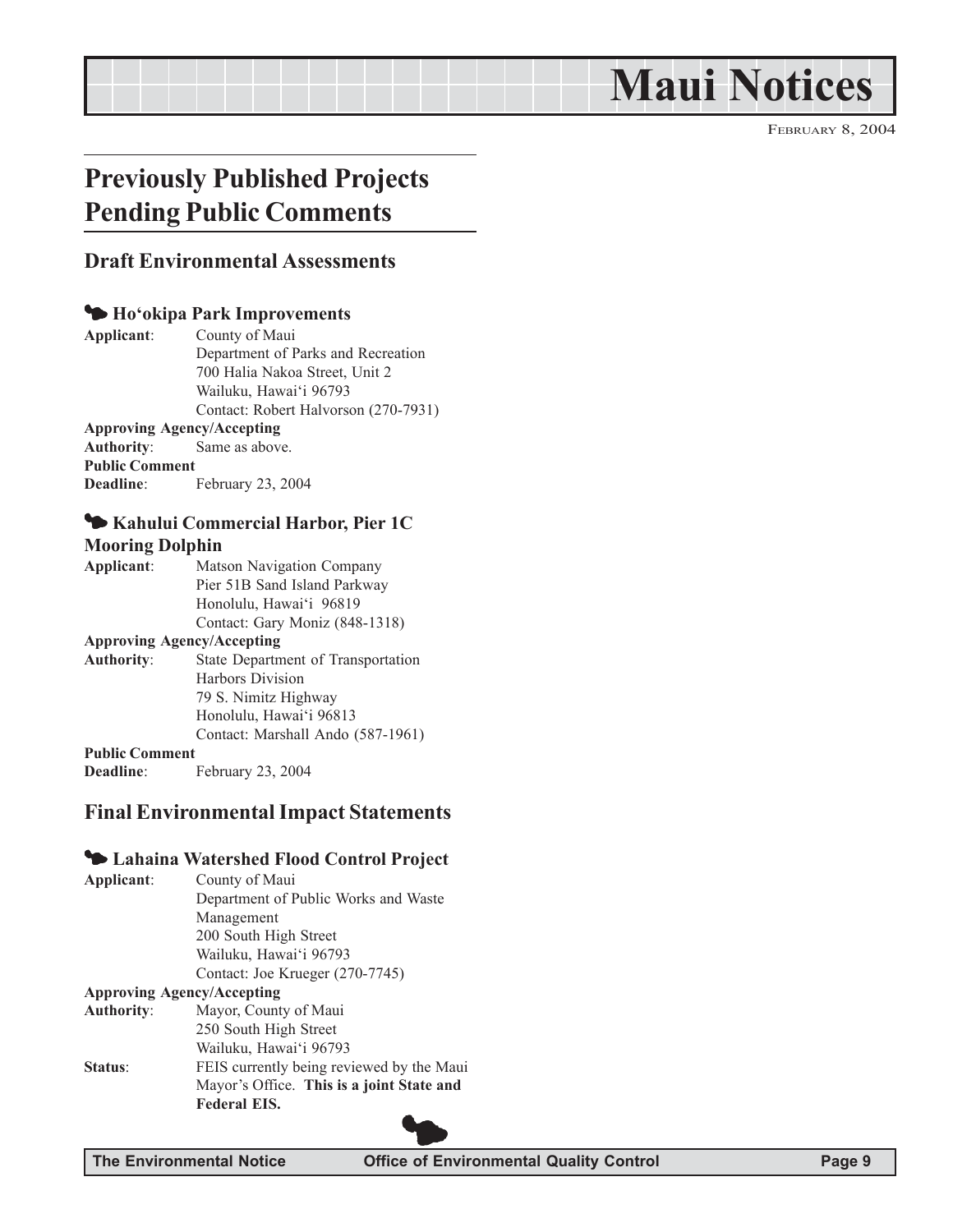# Maui Notices

FEBRUARY 8, 2004

## Previously Published Projects Pending Public Comments

### Draft Environmental Assessments

#### Ho'okipa Park Improvements

**Applicant**: County of Maui
Department of Parks and Recreation
700 Halia Nakoa Street, Unit 2
Wailuku, Hawai'i 96793
Contact: Robert Halvorson (270-7931)

**Approving Agency/Accepting Authority**: Same as above.

**Public Comment Deadline**: February 23, 2004

#### Kahului Commercial Harbor, Pier 1C Mooring Dolphin

**Applicant**: Matson Navigation Company
Pier 51B Sand Island Parkway
Honolulu, Hawai'i 96819
Contact: Gary Moniz (848-1318)

**Approving Agency/Accepting Authority**: State Department of Transportation
Harbors Division
79 S. Nimitz Highway
Honolulu, Hawai'i 96813
Contact: Marshall Ando (587-1961)

**Public Comment Deadline**: February 23, 2004

### Final Environmental Impact Statements

#### Lahaina Watershed Flood Control Project

**Applicant**: County of Maui
Department of Public Works and Waste Management
200 South High Street
Wailuku, Hawai'i 96793
Contact: Joe Krueger (270-7745)

**Approving Agency/Accepting Authority**: Mayor, County of Maui
250 South High Street
Wailuku, Hawai'i 96793

**Status**: FEIS currently being reviewed by the Maui Mayor's Office. **This is a joint State and Federal EIS.**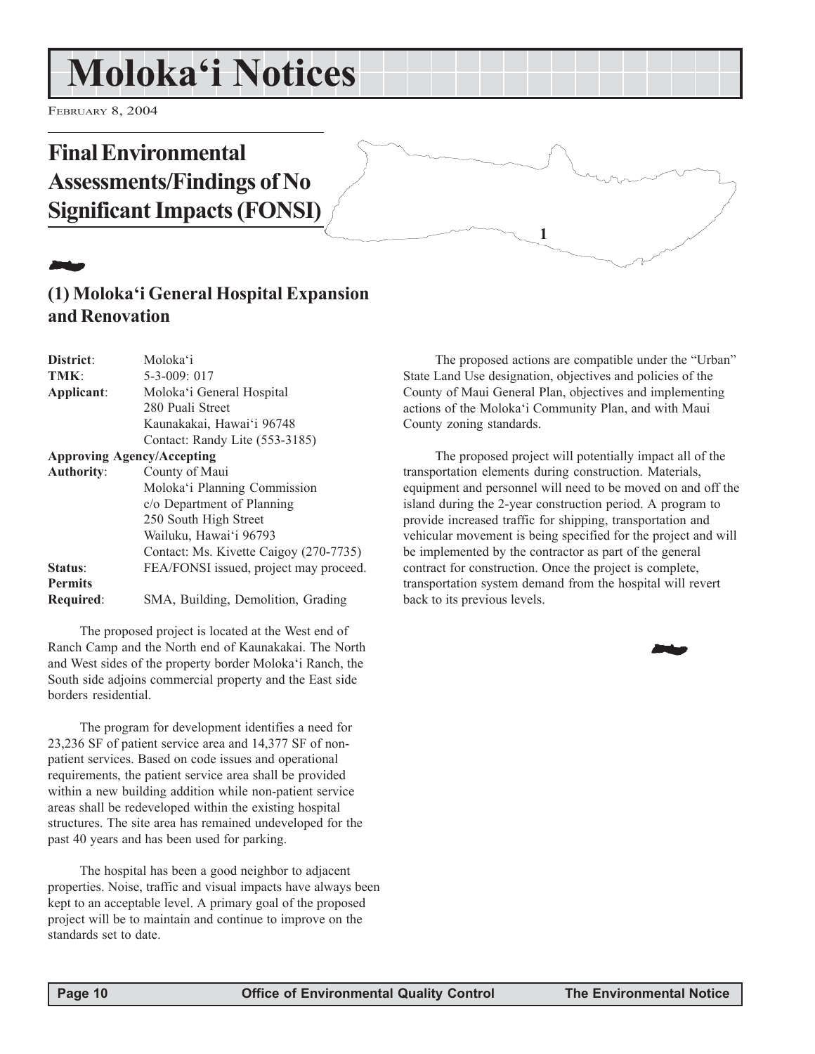# Moloka'i Notices

FEBRUARY 8, 2004

## Final Environmental Assessments/Findings of No Significant Impacts (FONSI)

### (1) Moloka'i General Hospital Expansion and Renovation

**District**: Moloka'i
**TMK**: 5-3-009: 017
**Applicant**: Moloka'i General Hospital
280 Puali Street
Kaunakakai, Hawai'i 96748
Contact: Randy Lite (553-3185)
**Approving Agency/Accepting Authority**: County of Maui
Moloka'i Planning Commission
c/o Department of Planning
250 South High Street
Wailuku, Hawai'i 96793
Contact: Ms. Kivette Caigoy (270-7735)
**Status**: FEA/FONSI issued, project may proceed.
**Permits Required**: SMA, Building, Demolition, Grading

The proposed project is located at the West end of Ranch Camp and the North end of Kaunakakai. The North and West sides of the property border Moloka'i Ranch, the South side adjoins commercial property and the East side borders residential.

The program for development identifies a need for 23,236 SF of patient service area and 14,377 SF of non-patient services. Based on code issues and operational requirements, the patient service area shall be provided within a new building addition while non-patient service areas shall be redeveloped within the existing hospital structures. The site area has remained undeveloped for the past 40 years and has been used for parking.

The hospital has been a good neighbor to adjacent properties. Noise, traffic and visual impacts have always been kept to an acceptable level. A primary goal of the proposed project will be to maintain and continue to improve on the standards set to date.

The proposed actions are compatible under the "Urban" State Land Use designation, objectives and policies of the County of Maui General Plan, objectives and implementing actions of the Moloka'i Community Plan, and with Maui County zoning standards.

The proposed project will potentially impact all of the transportation elements during construction. Materials, equipment and personnel will need to be moved on and off the island during the 2-year construction period. A program to provide increased traffic for shipping, transportation and vehicular movement is being specified for the project and will be implemented by the contractor as part of the general contract for construction. Once the project is complete, transportation system demand from the hospital will revert back to its previous levels.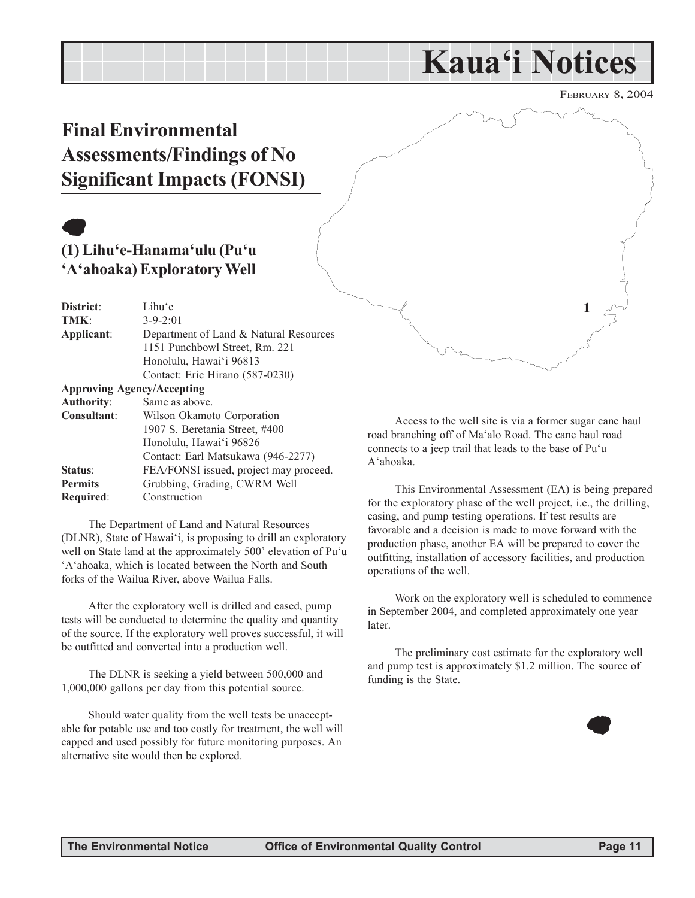# Kaua'i Notices

FEBRUARY 8, 2004

## Final Environmental Assessments/Findings of No Significant Impacts (FONSI)

### (1) Lihu'e-Hanama'ulu (Pu'u 'A'ahoaka) Exploratory Well

| | |
|---|---|
| **District**: | Lihu'e |
| **TMK**: | 3-9-2:01 |
| **Applicant**: | Department of Land & Natural Resources<br>1151 Punchbowl Street, Rm. 221<br>Honolulu, Hawai'i 96813<br>Contact: Eric Hirano (587-0230) |
| **Approving Agency/Accepting Authority**: | Same as above. |
| **Consultant**: | Wilson Okamoto Corporation<br>1907 S. Beretania Street, #400<br>Honolulu, Hawai'i 96826<br>Contact: Earl Matsukawa (946-2277) |
| **Status**: | FEA/FONSI issued, project may proceed. |
| **Permits Required**: | Grubbing, Grading, CWRM Well Construction |

The Department of Land and Natural Resources (DLNR), State of Hawai'i, is proposing to drill an exploratory well on State land at the approximately 500' elevation of Pu'u 'A'ahoaka, which is located between the North and South forks of the Wailua River, above Wailua Falls.

After the exploratory well is drilled and cased, pump tests will be conducted to determine the quality and quantity of the source. If the exploratory well proves successful, it will be outfitted and converted into a production well.

The DLNR is seeking a yield between 500,000 and 1,000,000 gallons per day from this potential source.

Should water quality from the well tests be unacceptable for potable use and too costly for treatment, the well will capped and used possibly for future monitoring purposes. An alternative site would then be explored.

Access to the well site is via a former sugar cane haul road branching off of Ma'alo Road. The cane haul road connects to a jeep trail that leads to the base of Pu'u A'ahoaka.

This Environmental Assessment (EA) is being prepared for the exploratory phase of the well project, i.e., the drilling, casing, and pump testing operations. If test results are favorable and a decision is made to move forward with the production phase, another EA will be prepared to cover the outfitting, installation of accessory facilities, and production operations of the well.

Work on the exploratory well is scheduled to commence in September 2004, and completed approximately one year later.

The preliminary cost estimate for the exploratory well and pump test is approximately $1.2 million. The source of funding is the State.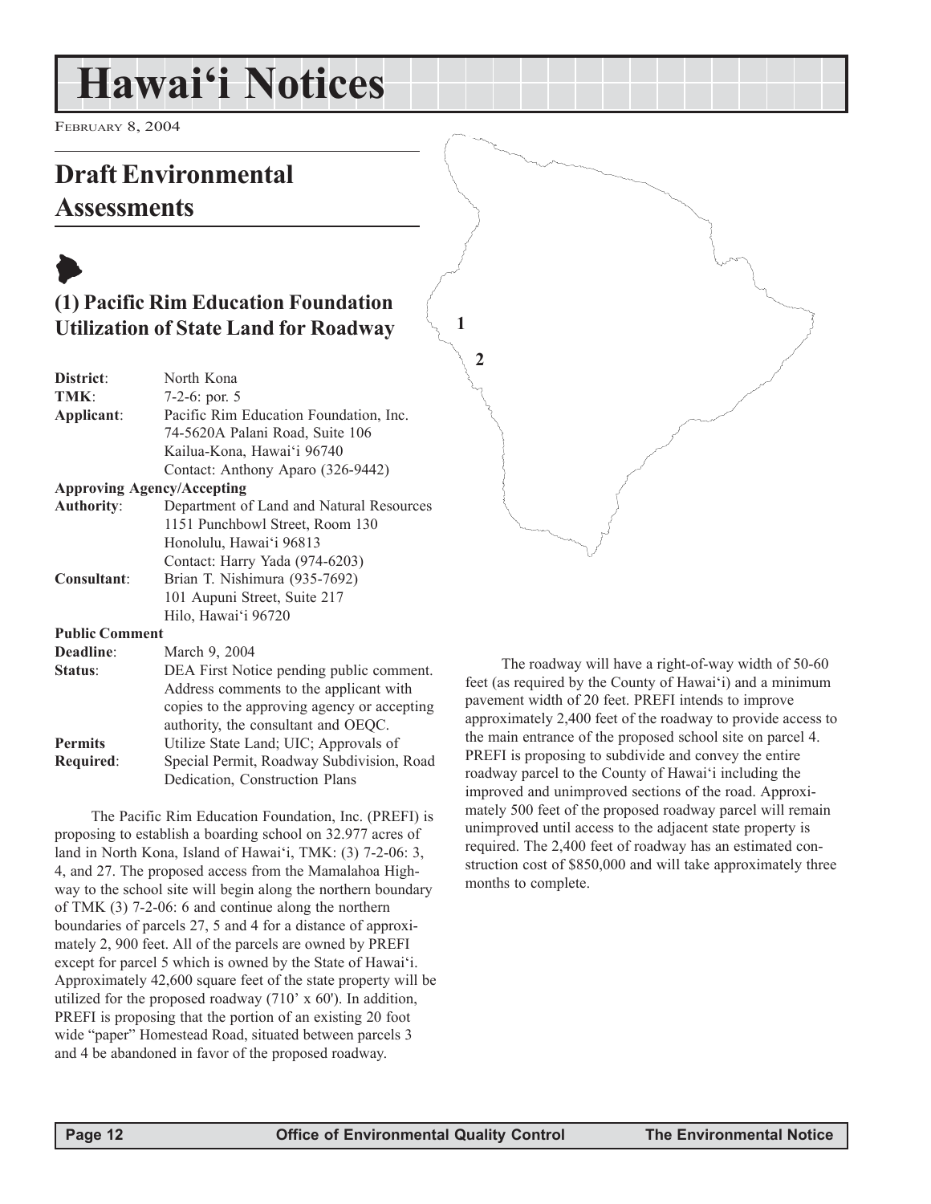# Hawai'i Notices

FEBRUARY 8, 2004

## Draft Environmental Assessments

### (1) Pacific Rim Education Foundation Utilization of State Land for Roadway

| | |
|---|---|
| **District**: | North Kona |
| **TMK**: | 7-2-6: por. 5 |
| **Applicant**: | Pacific Rim Education Foundation, Inc.<br>74-5620A Palani Road, Suite 106<br>Kailua-Kona, Hawai'i 96740<br>Contact: Anthony Aparo (326-9442) |
| **Approving Agency/Accepting Authority**: | Department of Land and Natural Resources<br>1151 Punchbowl Street, Room 130<br>Honolulu, Hawai'i 96813<br>Contact: Harry Yada (974-6203) |
| **Consultant**: | Brian T. Nishimura (935-7692)<br>101 Aupuni Street, Suite 217<br>Hilo, Hawai'i 96720 |
| **Public Comment Deadline**: | March 9, 2004 |
| **Status**: | DEA First Notice pending public comment. Address comments to the applicant with copies to the approving agency or accepting authority, the consultant and OEQC. |
| **Permits Required**: | Utilize State Land; UIC; Approvals of Special Permit, Roadway Subdivision, Road Dedication, Construction Plans |

The Pacific Rim Education Foundation, Inc. (PREFI) is proposing to establish a boarding school on 32.977 acres of land in North Kona, Island of Hawai'i, TMK: (3) 7-2-06: 3, 4, and 27. The proposed access from the Mamalahoa Highway to the school site will begin along the northern boundary of TMK (3) 7-2-06: 6 and continue along the northern boundaries of parcels 27, 5 and 4 for a distance of approximately 2, 900 feet. All of the parcels are owned by PREFI except for parcel 5 which is owned by the State of Hawai'i. Approximately 42,600 square feet of the state property will be utilized for the proposed roadway (710' x 60'). In addition, PREFI is proposing that the portion of an existing 20 foot wide "paper" Homestead Road, situated between parcels 3 and 4 be abandoned in favor of the proposed roadway.

The roadway will have a right-of-way width of 50-60 feet (as required by the County of Hawai'i) and a minimum pavement width of 20 feet. PREFI intends to improve approximately 2,400 feet of the roadway to provide access to the main entrance of the proposed school site on parcel 4. PREFI is proposing to subdivide and convey the entire roadway parcel to the County of Hawai'i including the improved and unimproved sections of the road. Approximately 500 feet of the proposed roadway parcel will remain unimproved until access to the adjacent state property is required. The 2,400 feet of roadway has an estimated construction cost of $850,000 and will take approximately three months to complete.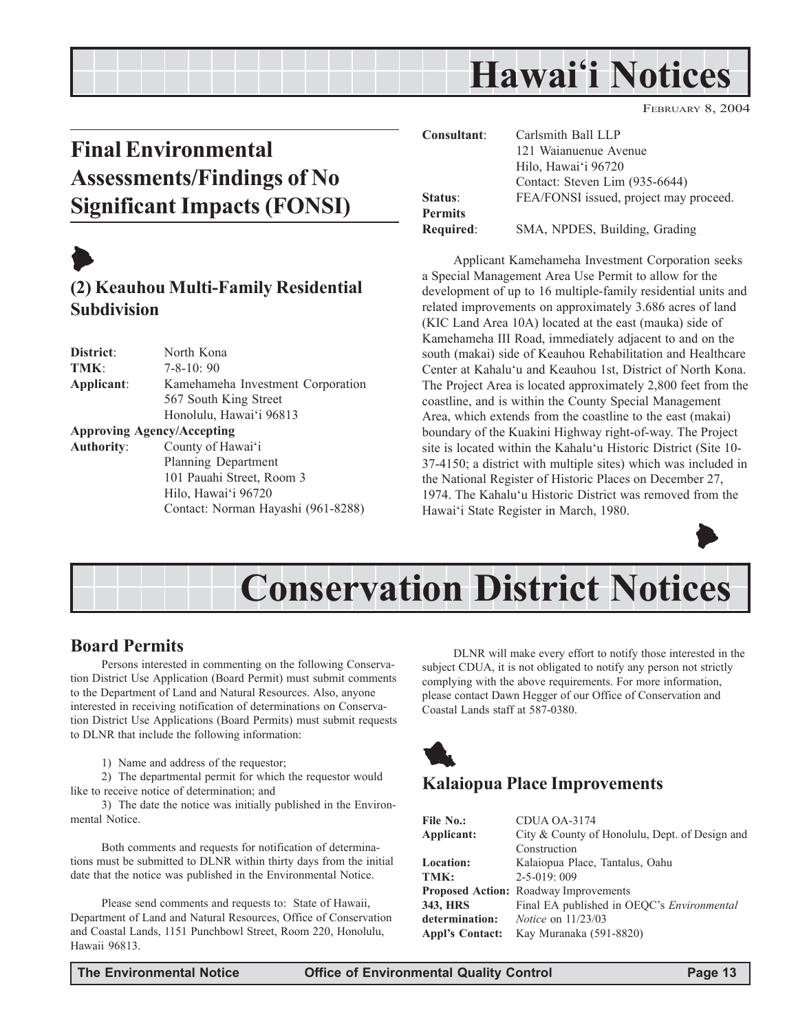# Hawai'i Notices

February 8, 2004

## Final Environmental Assessments/Findings of No Significant Impacts (FONSI)

### (2) Keauhou Multi-Family Residential Subdivision

**District**: North Kona
**TMK**: 7-8-10: 90
**Applicant**: Kamehameha Investment Corporation
567 South King Street
Honolulu, Hawai'i 96813
**Approving Agency/Accepting Authority**: County of Hawai'i
Planning Department
101 Pauahi Street, Room 3
Hilo, Hawai'i 96720
Contact: Norman Hayashi (961-8288)
**Consultant**: Carlsmith Ball LLP
121 Waianuenue Avenue
Hilo, Hawai'i 96720
Contact: Steven Lim (935-6644)
**Status**: FEA/FONSI issued, project may proceed.
**Permits Required**: SMA, NPDES, Building, Grading

Applicant Kamehameha Investment Corporation seeks a Special Management Area Use Permit to allow for the development of up to 16 multiple-family residential units and related improvements on approximately 3.686 acres of land (KIC Land Area 10A) located at the east (mauka) side of Kamehameha III Road, immediately adjacent to and on the south (makai) side of Keauhou Rehabilitation and Healthcare Center at Kahalu'u and Keauhou 1st, District of North Kona. The Project Area is located approximately 2,800 feet from the coastline, and is within the County Special Management Area, which extends from the coastline to the east (makai) boundary of the Kuakini Highway right-of-way. The Project site is located within the Kahalu'u Historic District (Site 10-37-4150; a district with multiple sites) which was included in the National Register of Historic Places on December 27, 1974. The Kahalu'u Historic District was removed from the Hawai'i State Register in March, 1980.

# Conservation District Notices

## Board Permits

Persons interested in commenting on the following Conservation District Use Application (Board Permit) must submit comments to the Department of Land and Natural Resources. Also, anyone interested in receiving notification of determinations on Conservation District Use Applications (Board Permits) must submit requests to DLNR that include the following information:

1) Name and address of the requestor;

2) The departmental permit for which the requestor would like to receive notice of determination; and

3) The date the notice was initially published in the Environmental Notice.

Both comments and requests for notification of determinations must be submitted to DLNR within thirty days from the initial date that the notice was published in the Environmental Notice.

Please send comments and requests to: State of Hawaii, Department of Land and Natural Resources, Office of Conservation and Coastal Lands, 1151 Punchbowl Street, Room 220, Honolulu, Hawaii 96813.

DLNR will make every effort to notify those interested in the subject CDUA, it is not obligated to notify any person not strictly complying with the above requirements. For more information, please contact Dawn Hegger of our Office of Conservation and Coastal Lands staff at 587-0380.

### Kalaiopua Place Improvements

**File No.:** CDUA OA-3174
**Applicant:** City & County of Honolulu, Dept. of Design and Construction
**Location:** Kalaiopua Place, Tantalus, Oahu
**TMK:** 2-5-019: 009
**Proposed Action:** Roadway Improvements
**343, HRS determination:** Final EA published in OEQC's *Environmental Notice* on 11/23/03
**Appl's Contact:** Kay Muranaka (591-8820)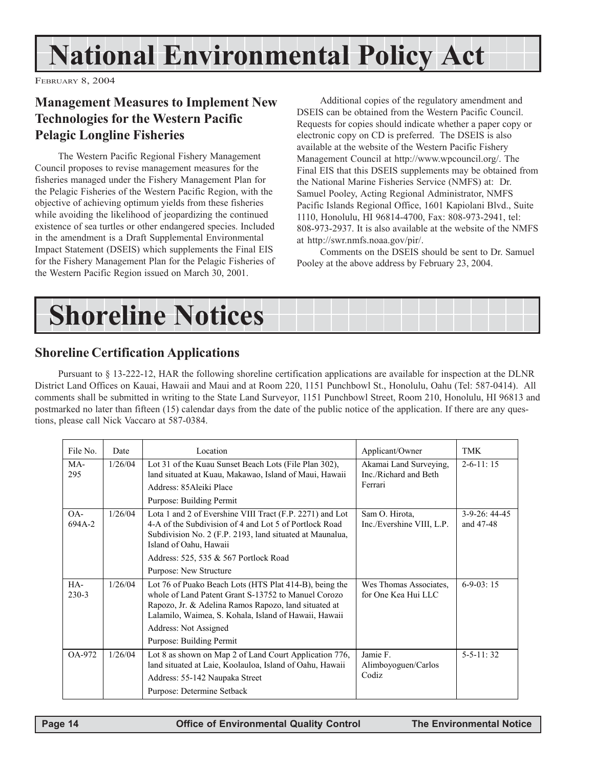# National Environmental Policy Act

FEBRUARY 8, 2004

## Management Measures to Implement New Technologies for the Western Pacific Pelagic Longline Fisheries

The Western Pacific Regional Fishery Management Council proposes to revise management measures for the fisheries managed under the Fishery Management Plan for the Pelagic Fisheries of the Western Pacific Region, with the objective of achieving optimum yields from these fisheries while avoiding the likelihood of jeopardizing the continued existence of sea turtles or other endangered species. Included in the amendment is a Draft Supplemental Environmental Impact Statement (DSEIS) which supplements the Final EIS for the Fishery Management Plan for the Pelagic Fisheries of the Western Pacific Region issued on March 30, 2001.

Additional copies of the regulatory amendment and DSEIS can be obtained from the Western Pacific Council. Requests for copies should indicate whether a paper copy or electronic copy on CD is preferred. The DSEIS is also available at the website of the Western Pacific Fishery Management Council at http://www.wpcouncil.org/. The Final EIS that this DSEIS supplements may be obtained from the National Marine Fisheries Service (NMFS) at: Dr. Samuel Pooley, Acting Regional Administrator, NMFS Pacific Islands Regional Office, 1601 Kapiolani Blvd., Suite 1110, Honolulu, HI 96814-4700, Fax: 808-973-2941, tel: 808-973-2937. It is also available at the website of the NMFS at http://swr.nmfs.noaa.gov/pir/.

Comments on the DSEIS should be sent to Dr. Samuel Pooley at the above address by February 23, 2004.

# Shoreline Notices

## Shoreline Certification Applications

Pursuant to § 13-222-12, HAR the following shoreline certification applications are available for inspection at the DLNR District Land Offices on Kauai, Hawaii and Maui and at Room 220, 1151 Punchbowl St., Honolulu, Oahu (Tel: 587-0414). All comments shall be submitted in writing to the State Land Surveyor, 1151 Punchbowl Street, Room 210, Honolulu, HI 96813 and postmarked no later than fifteen (15) calendar days from the date of the public notice of the application. If there are any questions, please call Nick Vaccaro at 587-0384.

| File No. | Date | Location | Applicant/Owner | TMK |
|---|---|---|---|---|
| MA-295 | 1/26/04 | Lot 31 of the Kuau Sunset Beach Lots (File Plan 302), land situated at Kuau, Makawao, Island of Maui, Hawaii<br>Address: 85Aleiki Place<br>Purpose: Building Permit | Akamai Land Surveying, Inc./Richard and Beth Ferrari | 2-6-11: 15 |
| OA-694A-2 | 1/26/04 | Lota 1 and 2 of Evershine VIII Tract (F.P. 2271) and Lot 4-A of the Subdivision of 4 and Lot 5 of Portlock Road Subdivision No. 2 (F.P. 2193, land situated at Maunalua, Island of Oahu, Hawaii<br>Address: 525, 535 & 567 Portlock Road<br>Purpose: New Structure | Sam O. Hirota, Inc./Evershine VIII, L.P. | 3-9-26: 44-45 and 47-48 |
| HA-230-3 | 1/26/04 | Lot 76 of Puako Beach Lots (HTS Plat 414-B), being the whole of Land Patent Grant S-13752 to Manuel Corozo Rapozo, Jr. & Adelina Ramos Rapozo, land situated at Lalamilo, Waimea, S. Kohala, Island of Hawaii, Hawaii<br>Address: Not Assigned<br>Purpose: Building Permit | Wes Thomas Associates, for One Kea Hui LLC | 6-9-03: 15 |
| OA-972 | 1/26/04 | Lot 8 as shown on Map 2 of Land Court Application 776, land situated at Laie, Koolauloa, Island of Oahu, Hawaii<br>Address: 55-142 Naupaka Street<br>Purpose: Determine Setback | Jamie F. Alimboyoguen/Carlos Codiz | 5-5-11: 32 |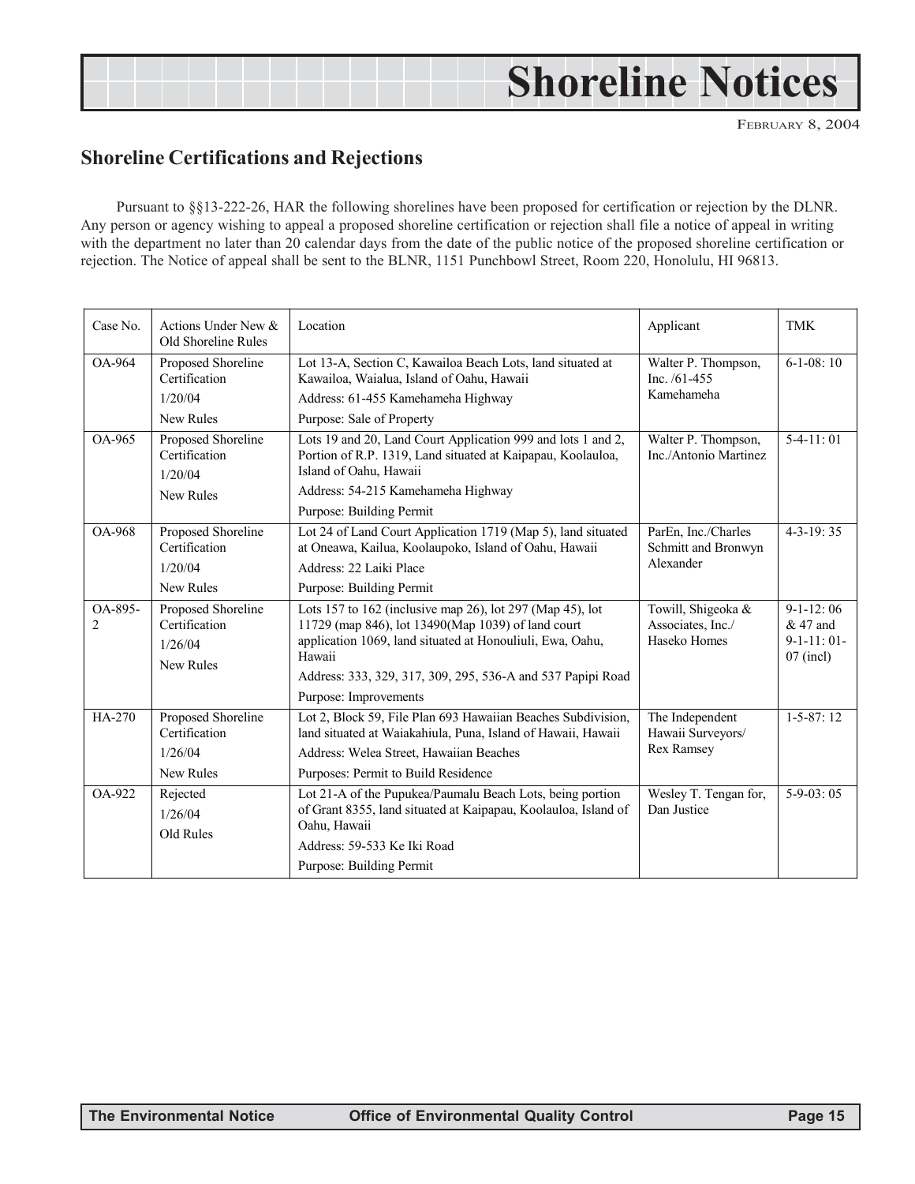# Shoreline Notices

FEBRUARY 8, 2004

## Shoreline Certifications and Rejections

Pursuant to §§13-222-26, HAR the following shorelines have been proposed for certification or rejection by the DLNR. Any person or agency wishing to appeal a proposed shoreline certification or rejection shall file a notice of appeal in writing with the department no later than 20 calendar days from the date of the public notice of the proposed shoreline certification or rejection. The Notice of appeal shall be sent to the BLNR, 1151 Punchbowl Street, Room 220, Honolulu, HI 96813.

| Case No. | Actions Under New & Old Shoreline Rules | Location | Applicant | TMK |
|---|---|---|---|---|
| OA-964 | Proposed Shoreline Certification<br>1/20/04<br>New Rules | Lot 13-A, Section C, Kawailoa Beach Lots, land situated at Kawailoa, Waialua, Island of Oahu, Hawaii<br>Address: 61-455 Kamehameha Highway<br>Purpose: Sale of Property | Walter P. Thompson, Inc. /61-455 Kamehameha | 6-1-08: 10 |
| OA-965 | Proposed Shoreline Certification<br>1/20/04<br>New Rules | Lots 19 and 20, Land Court Application 999 and lots 1 and 2, Portion of R.P. 1319, Land situated at Kaipapau, Koolauloa, Island of Oahu, Hawaii<br>Address: 54-215 Kamehameha Highway<br>Purpose: Building Permit | Walter P. Thompson, Inc./Antonio Martinez | 5-4-11: 01 |
| OA-968 | Proposed Shoreline Certification<br>1/20/04<br>New Rules | Lot 24 of Land Court Application 1719 (Map 5), land situated at Oneawa, Kailua, Koolaupoko, Island of Oahu, Hawaii<br>Address: 22 Laiki Place<br>Purpose: Building Permit | ParEn, Inc./Charles Schmitt and Bronwyn Alexander | 4-3-19: 35 |
| OA-895-2 | Proposed Shoreline Certification<br>1/26/04<br>New Rules | Lots 157 to 162 (inclusive map 26), lot 297 (Map 45), lot 11729 (map 846), lot 13490(Map 1039) of land court application 1069, land situated at Honouliuli, Ewa, Oahu, Hawaii<br>Address: 333, 329, 317, 309, 295, 536-A and 537 Papipi Road<br>Purpose: Improvements | Towill, Shigeoka & Associates, Inc./ Haseko Homes | 9-1-12: 06 & 47 and 9-1-11: 01-07 (incl) |
| HA-270 | Proposed Shoreline Certification<br>1/26/04<br>New Rules | Lot 2, Block 59, File Plan 693 Hawaiian Beaches Subdivision, land situated at Waiakahiula, Puna, Island of Hawaii, Hawaii<br>Address: Welea Street, Hawaiian Beaches<br>Purposes: Permit to Build Residence | The Independent Hawaii Surveyors/ Rex Ramsey | 1-5-87: 12 |
| OA-922 | Rejected<br>1/26/04<br>Old Rules | Lot 21-A of the Pupukea/Paumalu Beach Lots, being portion of Grant 8355, land situated at Kaipapau, Koolauloa, Island of Oahu, Hawaii<br>Address: 59-533 Ke Iki Road<br>Purpose: Building Permit | Wesley T. Tengan for, Dan Justice | 5-9-03: 05 |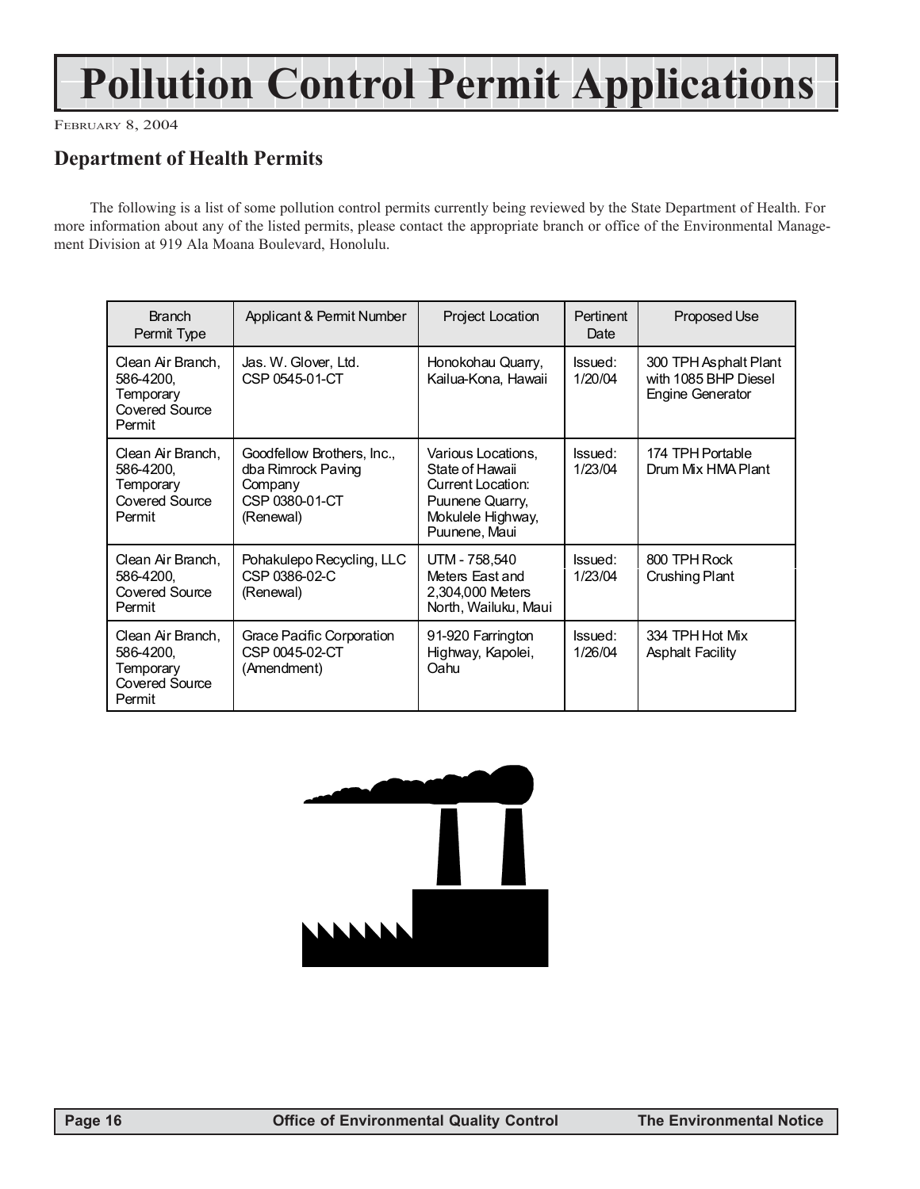# Pollution Control Permit Applications

February 8, 2004

## Department of Health Permits

The following is a list of some pollution control permits currently being reviewed by the State Department of Health. For more information about any of the listed permits, please contact the appropriate branch or office of the Environmental Management Division at 919 Ala Moana Boulevard, Honolulu.

| Branch Permit Type | Applicant & Permit Number | Project Location | Pertinent Date | Proposed Use |
|---|---|---|---|---|
| Clean Air Branch, 586-4200, Temporary Covered Source Permit | Jas. W. Glover, Ltd. CSP 0545-01-CT | Honokohau Quarry, Kailua-Kona, Hawaii | Issued: 1/20/04 | 300 TPH Asphalt Plant with 1085 BHP Diesel Engine Generator |
| Clean Air Branch, 586-4200, Temporary Covered Source Permit | Goodfellow Brothers, Inc., dba Rimrock Paving Company CSP 0380-01-CT (Renewal) | Various Locations, State of Hawaii Current Location: Puunene Quarry, Mokulele Highway, Puunene, Maui | Issued: 1/23/04 | 174 TPH Portable Drum Mix HMA Plant |
| Clean Air Branch, 586-4200, Covered Source Permit | Pohakulepo Recycling, LLC CSP 0386-02-C (Renewal) | UTM - 758,540 Meters East and 2,304,000 Meters North, Wailuku, Maui | Issued: 1/23/04 | 800 TPH Rock Crushing Plant |
| Clean Air Branch, 586-4200, Temporary Covered Source Permit | Grace Pacific Corporation CSP 0045-02-CT (Amendment) | 91-920 Farrington Highway, Kapolei, Oahu | Issued: 1/26/04 | 334 TPH Hot Mix Asphalt Facility |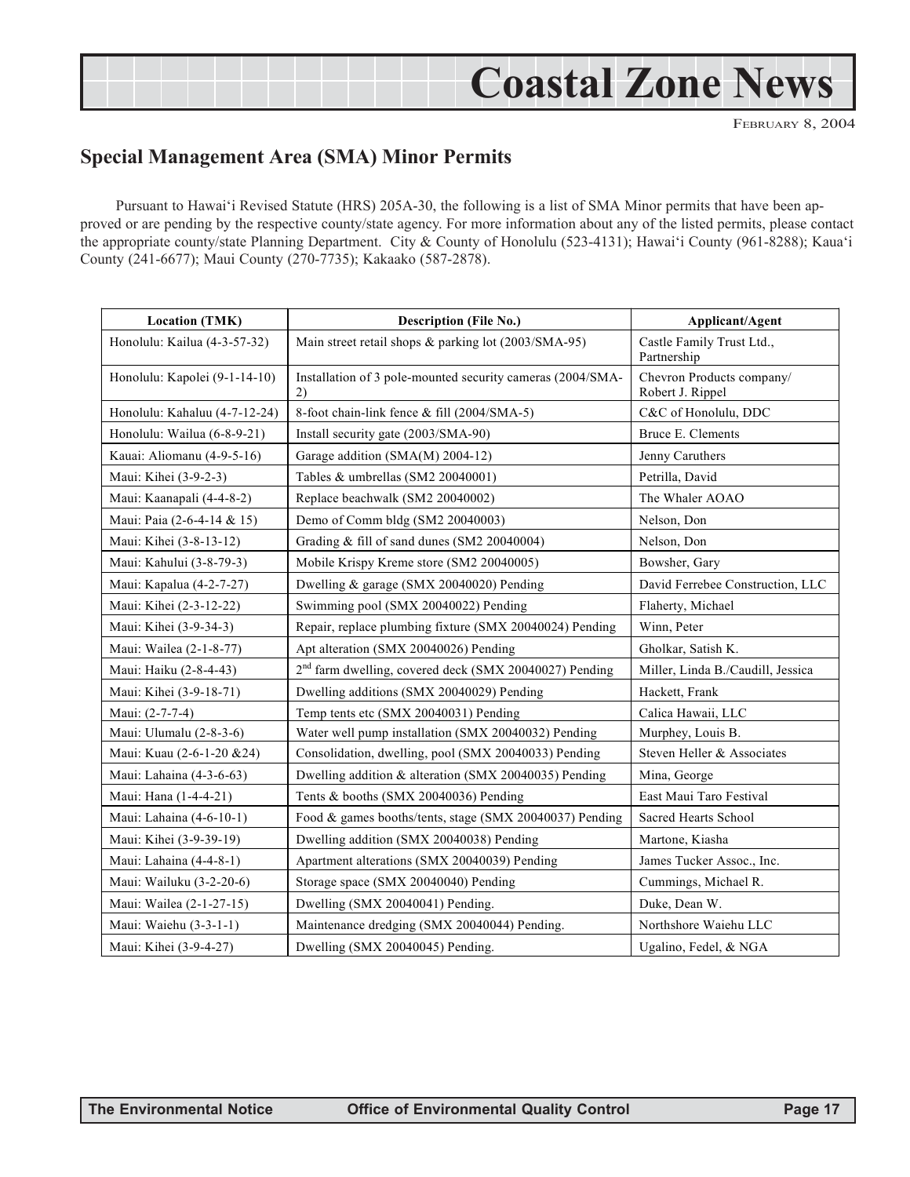# Coastal Zone News

February 8, 2004

## Special Management Area (SMA) Minor Permits

Pursuant to Hawai'i Revised Statute (HRS) 205A-30, the following is a list of SMA Minor permits that have been approved or are pending by the respective county/state agency. For more information about any of the listed permits, please contact the appropriate county/state Planning Department. City & County of Honolulu (523-4131); Hawai'i County (961-8288); Kaua'i County (241-6677); Maui County (270-7735); Kakaako (587-2878).

| Location (TMK) | Description (File No.) | Applicant/Agent |
|---|---|---|
| Honolulu: Kailua (4-3-57-32) | Main street retail shops & parking lot (2003/SMA-95) | Castle Family Trust Ltd., Partnership |
| Honolulu: Kapolei (9-1-14-10) | Installation of 3 pole-mounted security cameras (2004/SMA-2) | Chevron Products company/ Robert J. Rippel |
| Honolulu: Kahaluu (4-7-12-24) | 8-foot chain-link fence & fill (2004/SMA-5) | C&C of Honolulu, DDC |
| Honolulu: Wailua (6-8-9-21) | Install security gate (2003/SMA-90) | Bruce E. Clements |
| Kauai: Aliomanu (4-9-5-16) | Garage addition (SMA(M) 2004-12) | Jenny Caruthers |
| Maui: Kihei (3-9-2-3) | Tables & umbrellas (SM2 20040001) | Petrilla, David |
| Maui: Kaanapali (4-4-8-2) | Replace beachwalk (SM2 20040002) | The Whaler AOAO |
| Maui: Paia (2-6-4-14 & 15) | Demo of Comm bldg (SM2 20040003) | Nelson, Don |
| Maui: Kihei (3-8-13-12) | Grading & fill of sand dunes (SM2 20040004) | Nelson, Don |
| Maui: Kahului (3-8-79-3) | Mobile Krispy Kreme store (SM2 20040005) | Bowsher, Gary |
| Maui: Kapalua (4-2-7-27) | Dwelling & garage (SMX 20040020) Pending | David Ferrebee Construction, LLC |
| Maui: Kihei (2-3-12-22) | Swimming pool (SMX 20040022) Pending | Flaherty, Michael |
| Maui: Kihei (3-9-34-3) | Repair, replace plumbing fixture (SMX 20040024) Pending | Winn, Peter |
| Maui: Wailea (2-1-8-77) | Apt alteration (SMX 20040026) Pending | Gholkar, Satish K. |
| Maui: Haiku (2-8-4-43) | 2nd farm dwelling, covered deck (SMX 20040027) Pending | Miller, Linda B./Caudill, Jessica |
| Maui: Kihei (3-9-18-71) | Dwelling additions (SMX 20040029) Pending | Hackett, Frank |
| Maui: (2-7-7-4) | Temp tents etc (SMX 20040031) Pending | Calica Hawaii, LLC |
| Maui: Ulumalu (2-8-3-6) | Water well pump installation (SMX 20040032) Pending | Murphey, Louis B. |
| Maui: Kuau (2-6-1-20 &24) | Consolidation, dwelling, pool (SMX 20040033) Pending | Steven Heller & Associates |
| Maui: Lahaina (4-3-6-63) | Dwelling addition & alteration (SMX 20040035) Pending | Mina, George |
| Maui: Hana (1-4-4-21) | Tents & booths (SMX 20040036) Pending | East Maui Taro Festival |
| Maui: Lahaina (4-6-10-1) | Food & games booths/tents, stage (SMX 20040037) Pending | Sacred Hearts School |
| Maui: Kihei (3-9-39-19) | Dwelling addition (SMX 20040038) Pending | Martone, Kiasha |
| Maui: Lahaina (4-4-8-1) | Apartment alterations (SMX 20040039) Pending | James Tucker Assoc., Inc. |
| Maui: Wailuku (3-2-20-6) | Storage space (SMX 20040040) Pending | Cummings, Michael R. |
| Maui: Wailea (2-1-27-15) | Dwelling (SMX 20040041) Pending. | Duke, Dean W. |
| Maui: Waiehu (3-3-1-1) | Maintenance dredging (SMX 20040044) Pending. | Northshore Waiehu LLC |
| Maui: Kihei (3-9-4-27) | Dwelling (SMX 20040045) Pending. | Ugalino, Fedel, & NGA |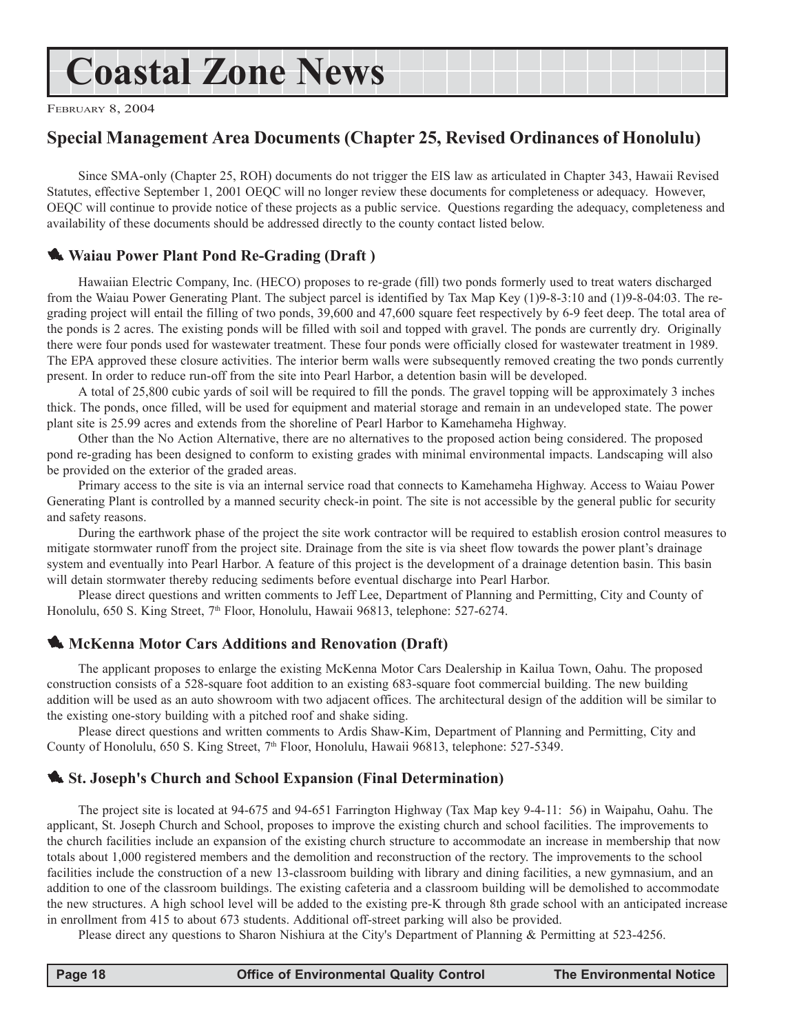# Coastal Zone News

FEBRUARY 8, 2004

## Special Management Area Documents (Chapter 25, Revised Ordinances of Honolulu)

Since SMA-only (Chapter 25, ROH) documents do not trigger the EIS law as articulated in Chapter 343, Hawaii Revised Statutes, effective September 1, 2001 OEQC will no longer review these documents for completeness or adequacy. However, OEQC will continue to provide notice of these projects as a public service. Questions regarding the adequacy, completeness and availability of these documents should be addressed directly to the county contact listed below.

### Waiau Power Plant Pond Re-Grading (Draft )

Hawaiian Electric Company, Inc. (HECO) proposes to re-grade (fill) two ponds formerly used to treat waters discharged from the Waiau Power Generating Plant. The subject parcel is identified by Tax Map Key (1)9-8-3:10 and (1)9-8-04:03. The re-grading project will entail the filling of two ponds, 39,600 and 47,600 square feet respectively by 6-9 feet deep. The total area of the ponds is 2 acres. The existing ponds will be filled with soil and topped with gravel. The ponds are currently dry. Originally there were four ponds used for wastewater treatment. These four ponds were officially closed for wastewater treatment in 1989. The EPA approved these closure activities. The interior berm walls were subsequently removed creating the two ponds currently present. In order to reduce run-off from the site into Pearl Harbor, a detention basin will be developed.

A total of 25,800 cubic yards of soil will be required to fill the ponds. The gravel topping will be approximately 3 inches thick. The ponds, once filled, will be used for equipment and material storage and remain in an undeveloped state. The power plant site is 25.99 acres and extends from the shoreline of Pearl Harbor to Kamehameha Highway.

Other than the No Action Alternative, there are no alternatives to the proposed action being considered. The proposed pond re-grading has been designed to conform to existing grades with minimal environmental impacts. Landscaping will also be provided on the exterior of the graded areas.

Primary access to the site is via an internal service road that connects to Kamehameha Highway. Access to Waiau Power Generating Plant is controlled by a manned security check-in point. The site is not accessible by the general public for security and safety reasons.

During the earthwork phase of the project the site work contractor will be required to establish erosion control measures to mitigate stormwater runoff from the project site. Drainage from the site is via sheet flow towards the power plant's drainage system and eventually into Pearl Harbor. A feature of this project is the development of a drainage detention basin. This basin will detain stormwater thereby reducing sediments before eventual discharge into Pearl Harbor.

Please direct questions and written comments to Jeff Lee, Department of Planning and Permitting, City and County of Honolulu, 650 S. King Street, 7th Floor, Honolulu, Hawaii 96813, telephone: 527-6274.

### McKenna Motor Cars Additions and Renovation (Draft)

The applicant proposes to enlarge the existing McKenna Motor Cars Dealership in Kailua Town, Oahu. The proposed construction consists of a 528-square foot addition to an existing 683-square foot commercial building. The new building addition will be used as an auto showroom with two adjacent offices. The architectural design of the addition will be similar to the existing one-story building with a pitched roof and shake siding.

Please direct questions and written comments to Ardis Shaw-Kim, Department of Planning and Permitting, City and County of Honolulu, 650 S. King Street, 7th Floor, Honolulu, Hawaii 96813, telephone: 527-5349.

### St. Joseph's Church and School Expansion (Final Determination)

The project site is located at 94-675 and 94-651 Farrington Highway (Tax Map key 9-4-11: 56) in Waipahu, Oahu. The applicant, St. Joseph Church and School, proposes to improve the existing church and school facilities. The improvements to the church facilities include an expansion of the existing church structure to accommodate an increase in membership that now totals about 1,000 registered members and the demolition and reconstruction of the rectory. The improvements to the school facilities include the construction of a new 13-classroom building with library and dining facilities, a new gymnasium, and an addition to one of the classroom buildings. The existing cafeteria and a classroom building will be demolished to accommodate the new structures. A high school level will be added to the existing pre-K through 8th grade school with an anticipated increase in enrollment from 415 to about 673 students. Additional off-street parking will also be provided.

Please direct any questions to Sharon Nishiura at the City's Department of Planning & Permitting at 523-4256.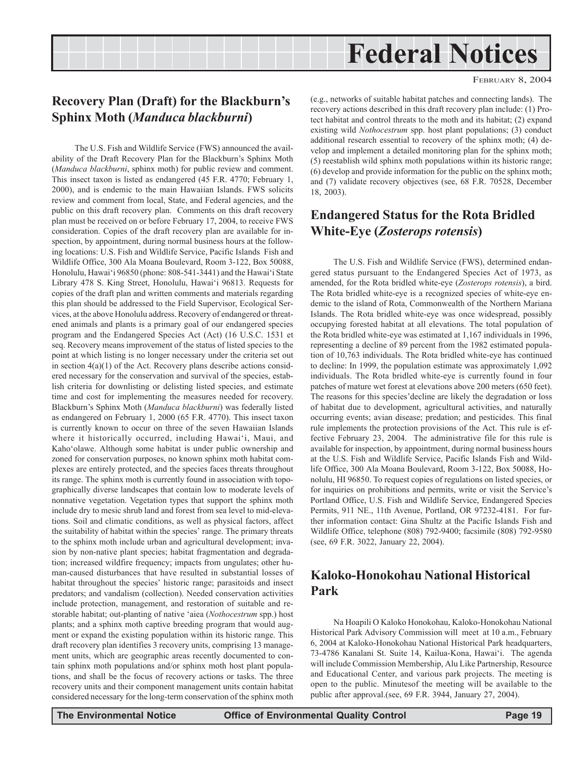# Federal Notices

February 8, 2004

## Recovery Plan (Draft) for the Blackburn's Sphinx Moth (*Manduca blackburni*)

The U.S. Fish and Wildlife Service (FWS) announced the availability of the Draft Recovery Plan for the Blackburn's Sphinx Moth (*Manduca blackburni*, sphinx moth) for public review and comment. This insect taxon is listed as endangered (45 F.R. 4770; February 1, 2000), and is endemic to the main Hawaiian Islands. FWS solicits review and comment from local, State, and Federal agencies, and the public on this draft recovery plan. Comments on this draft recovery plan must be received on or before February 17, 2004, to receive FWS consideration. Copies of the draft recovery plan are available for inspection, by appointment, during normal business hours at the following locations: U.S. Fish and Wildlife Service, Pacific Islands Fish and Wildlife Office, 300 Ala Moana Boulevard, Room 3-122, Box 50088, Honolulu, Hawai'i 96850 (phone: 808-541-3441) and the Hawai'i State Library 478 S. King Street, Honolulu, Hawai'i 96813. Requests for copies of the draft plan and written comments and materials regarding this plan should be addressed to the Field Supervisor, Ecological Services, at the above Honolulu address. Recovery of endangered or threatened animals and plants is a primary goal of our endangered species program and the Endangered Species Act (Act) (16 U.S.C. 1531 et seq. Recovery means improvement of the status of listed species to the point at which listing is no longer necessary under the criteria set out in section 4(a)(1) of the Act. Recovery plans describe actions considered necessary for the conservation and survival of the species, establish criteria for downlisting or delisting listed species, and estimate time and cost for implementing the measures needed for recovery. Blackburn's Sphinx Moth (*Manduca blackburni*) was federally listed as endangered on February 1, 2000 (65 F.R. 4770). This insect taxon is currently known to occur on three of the seven Hawaiian Islands where it historically occurred, including Hawai'i, Maui, and Kaho'olawe. Although some habitat is under public ownership and zoned for conservation purposes, no known sphinx moth habitat complexes are entirely protected, and the species faces threats throughout its range. The sphinx moth is currently found in association with topographically diverse landscapes that contain low to moderate levels of nonnative vegetation. Vegetation types that support the sphinx moth include dry to mesic shrub land and forest from sea level to mid-elevations. Soil and climatic conditions, as well as physical factors, affect the suitability of habitat within the species' range. The primary threats to the sphinx moth include urban and agricultural development; invasion by non-native plant species; habitat fragmentation and degradation; increased wildfire frequency; impacts from ungulates; other human-caused disturbances that have resulted in substantial losses of habitat throughout the species' historic range; parasitoids and insect predators; and vandalism (collection). Needed conservation activities include protection, management, and restoration of suitable and restorable habitat; out-planting of native 'aiea (*Nothocestrum* spp.) host plants; and a sphinx moth captive breeding program that would augment or expand the existing population within its historic range. This draft recovery plan identifies 3 recovery units, comprising 13 management units, which are geographic areas recently documented to contain sphinx moth populations and/or sphinx moth host plant populations, and shall be the focus of recovery actions or tasks. The three recovery units and their component management units contain habitat considered necessary for the long-term conservation of the sphinx moth (e.g., networks of suitable habitat patches and connecting lands). The recovery actions described in this draft recovery plan include: (1) Protect habitat and control threats to the moth and its habitat; (2) expand existing wild *Nothocestrum* spp. host plant populations; (3) conduct additional research essential to recovery of the sphinx moth; (4) develop and implement a detailed monitoring plan for the sphinx moth; (5) reestablish wild sphinx moth populations within its historic range; (6) develop and provide information for the public on the sphinx moth; and (7) validate recovery objectives (see, 68 F.R. 70528, December 18, 2003).

## Endangered Status for the Rota Bridled White-Eye (*Zosterops rotensis*)

The U.S. Fish and Wildlife Service (FWS), determined endangered status pursuant to the Endangered Species Act of 1973, as amended, for the Rota bridled white-eye (*Zosterops rotensis*), a bird. The Rota bridled white-eye is a recognized species of white-eye endemic to the island of Rota, Commonwealth of the Northern Mariana Islands. The Rota bridled white-eye was once widespread, possibly occupying forested habitat at all elevations. The total population of the Rota bridled white-eye was estimated at 1,167 individuals in 1996, representing a decline of 89 percent from the 1982 estimated population of 10,763 individuals. The Rota bridled white-eye has continued to decline: In 1999, the population estimate was approximately 1,092 individuals. The Rota bridled white-eye is currently found in four patches of mature wet forest at elevations above 200 meters (650 feet). The reasons for this species'decline are likely the degradation or loss of habitat due to development, agricultural activities, and naturally occurring events; avian disease; predation; and pesticides. This final rule implements the protection provisions of the Act. This rule is effective February 23, 2004. The administrative file for this rule is available for inspection, by appointment, during normal business hours at the U.S. Fish and Wildlife Service, Pacific Islands Fish and Wildlife Office, 300 Ala Moana Boulevard, Room 3-122, Box 50088, Honolulu, HI 96850. To request copies of regulations on listed species, or for inquiries on prohibitions and permits, write or visit the Service's Portland Office, U.S. Fish and Wildlife Service, Endangered Species Permits, 911 NE., 11th Avenue, Portland, OR 97232-4181. For further information contact: Gina Shultz at the Pacific Islands Fish and Wildlife Office, telephone (808) 792-9400; facsimile (808) 792-9580 (see, 69 F.R. 3022, January 22, 2004).

## Kaloko-Honokohau National Historical Park

Na Hoapili O Kaloko Honokohau, Kaloko-Honokohau National Historical Park Advisory Commission will meet at 10 a.m., February 6, 2004 at Kaloko-Honokohau National Historical Park headquarters, 73-4786 Kanalani St. Suite 14, Kailua-Kona, Hawai'i. The agenda will include Commission Membership, Alu Like Partnership, Resource and Educational Center, and various park projects. The meeting is open to the public. Minutesof the meeting will be available to the public after approval.(see, 69 F.R. 3944, January 27, 2004).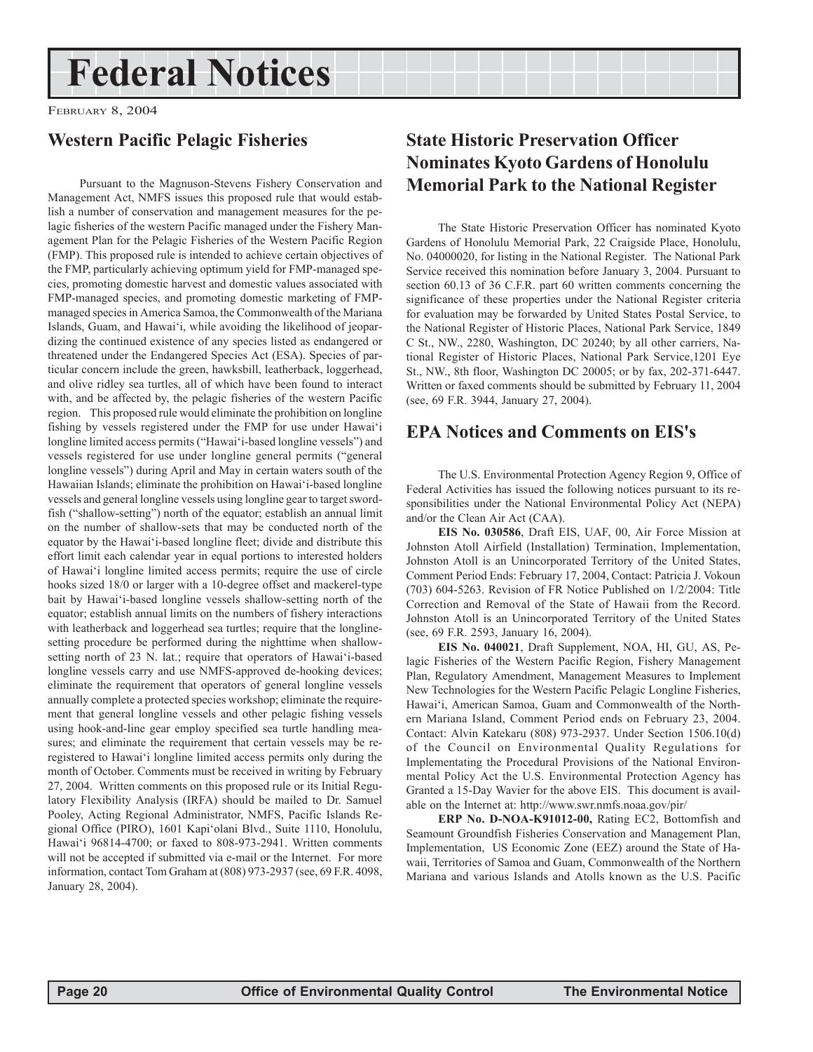# Federal Notices

FEBRUARY 8, 2004

## Western Pacific Pelagic Fisheries

Pursuant to the Magnuson-Stevens Fishery Conservation and Management Act, NMFS issues this proposed rule that would establish a number of conservation and management measures for the pelagic fisheries of the western Pacific managed under the Fishery Management Plan for the Pelagic Fisheries of the Western Pacific Region (FMP). This proposed rule is intended to achieve certain objectives of the FMP, particularly achieving optimum yield for FMP-managed species, promoting domestic harvest and domestic values associated with FMP-managed species, and promoting domestic marketing of FMP-managed species in America Samoa, the Commonwealth of the Mariana Islands, Guam, and Hawai'i, while avoiding the likelihood of jeopardizing the continued existence of any species listed as endangered or threatened under the Endangered Species Act (ESA). Species of particular concern include the green, hawksbill, leatherback, loggerhead, and olive ridley sea turtles, all of which have been found to interact with, and be affected by, the pelagic fisheries of the western Pacific region. This proposed rule would eliminate the prohibition on longline fishing by vessels registered under the FMP for use under Hawai'i longline limited access permits ("Hawai'i-based longline vessels") and vessels registered for use under longline general permits ("general longline vessels") during April and May in certain waters south of the Hawaiian Islands; eliminate the prohibition on Hawai'i-based longline vessels and general longline vessels using longline gear to target swordfish ("shallow-setting") north of the equator; establish an annual limit on the number of shallow-sets that may be conducted north of the equator by the Hawai'i-based longline fleet; divide and distribute this effort limit each calendar year in equal portions to interested holders of Hawai'i longline limited access permits; require the use of circle hooks sized 18/0 or larger with a 10-degree offset and mackerel-type bait by Hawai'i-based longline vessels shallow-setting north of the equator; establish annual limits on the numbers of fishery interactions with leatherback and loggerhead sea turtles; require that the longline-setting procedure be performed during the nighttime when shallow-setting north of 23 N. lat.; require that operators of Hawai'i-based longline vessels carry and use NMFS-approved de-hooking devices; eliminate the requirement that operators of general longline vessels annually complete a protected species workshop; eliminate the requirement that general longline vessels and other pelagic fishing vessels using hook-and-line gear employ specified sea turtle handling measures; and eliminate the requirement that certain vessels may be re-registered to Hawai'i longline limited access permits only during the month of October. Comments must be received in writing by February 27, 2004. Written comments on this proposed rule or its Initial Regulatory Flexibility Analysis (IRFA) should be mailed to Dr. Samuel Pooley, Acting Regional Administrator, NMFS, Pacific Islands Regional Office (PIRO), 1601 Kapi'olani Blvd., Suite 1110, Honolulu, Hawai'i 96814-4700; or faxed to 808-973-2941. Written comments will not be accepted if submitted via e-mail or the Internet. For more information, contact Tom Graham at (808) 973-2937 (see, 69 F.R. 4098, January 28, 2004).

## State Historic Preservation Officer Nominates Kyoto Gardens of Honolulu Memorial Park to the National Register

The State Historic Preservation Officer has nominated Kyoto Gardens of Honolulu Memorial Park, 22 Craigside Place, Honolulu, No. 04000020, for listing in the National Register. The National Park Service received this nomination before January 3, 2004. Pursuant to section 60.13 of 36 C.F.R. part 60 written comments concerning the significance of these properties under the National Register criteria for evaluation may be forwarded by United States Postal Service, to the National Register of Historic Places, National Park Service, 1849 C St., NW., 2280, Washington, DC 20240; by all other carriers, National Register of Historic Places, National Park Service,1201 Eye St., NW., 8th floor, Washington DC 20005; or by fax, 202-371-6447. Written or faxed comments should be submitted by February 11, 2004 (see, 69 F.R. 3944, January 27, 2004).

## EPA Notices and Comments on EIS's

The U.S. Environmental Protection Agency Region 9, Office of Federal Activities has issued the following notices pursuant to its responsibilities under the National Environmental Policy Act (NEPA) and/or the Clean Air Act (CAA).

**EIS No. 030586**, Draft EIS, UAF, 00, Air Force Mission at Johnston Atoll Airfield (Installation) Termination, Implementation, Johnston Atoll is an Unincorporated Territory of the United States, Comment Period Ends: February 17, 2004, Contact: Patricia J. Vokoun (703) 604-5263. Revision of FR Notice Published on 1/2/2004: Title Correction and Removal of the State of Hawaii from the Record. Johnston Atoll is an Unincorporated Territory of the United States (see, 69 F.R. 2593, January 16, 2004).

**EIS No. 040021**, Draft Supplement, NOA, HI, GU, AS, Pelagic Fisheries of the Western Pacific Region, Fishery Management Plan, Regulatory Amendment, Management Measures to Implement New Technologies for the Western Pacific Pelagic Longline Fisheries, Hawai'i, American Samoa, Guam and Commonwealth of the Northern Mariana Island, Comment Period ends on February 23, 2004. Contact: Alvin Katekaru (808) 973-2937. Under Section 1506.10(d) of the Council on Environmental Quality Regulations for Implementating the Procedural Provisions of the National Environmental Policy Act the U.S. Environmental Protection Agency has Granted a 15-Day Wavier for the above EIS. This document is available on the Internet at: http://www.swr.nmfs.noaa.gov/pir/

**ERP No. D-NOA-K91012-00,** Rating EC2, Bottomfish and Seamount Groundfish Fisheries Conservation and Management Plan, Implementation, US Economic Zone (EEZ) around the State of Hawaii, Territories of Samoa and Guam, Commonwealth of the Northern Mariana and various Islands and Atolls known as the U.S. Pacific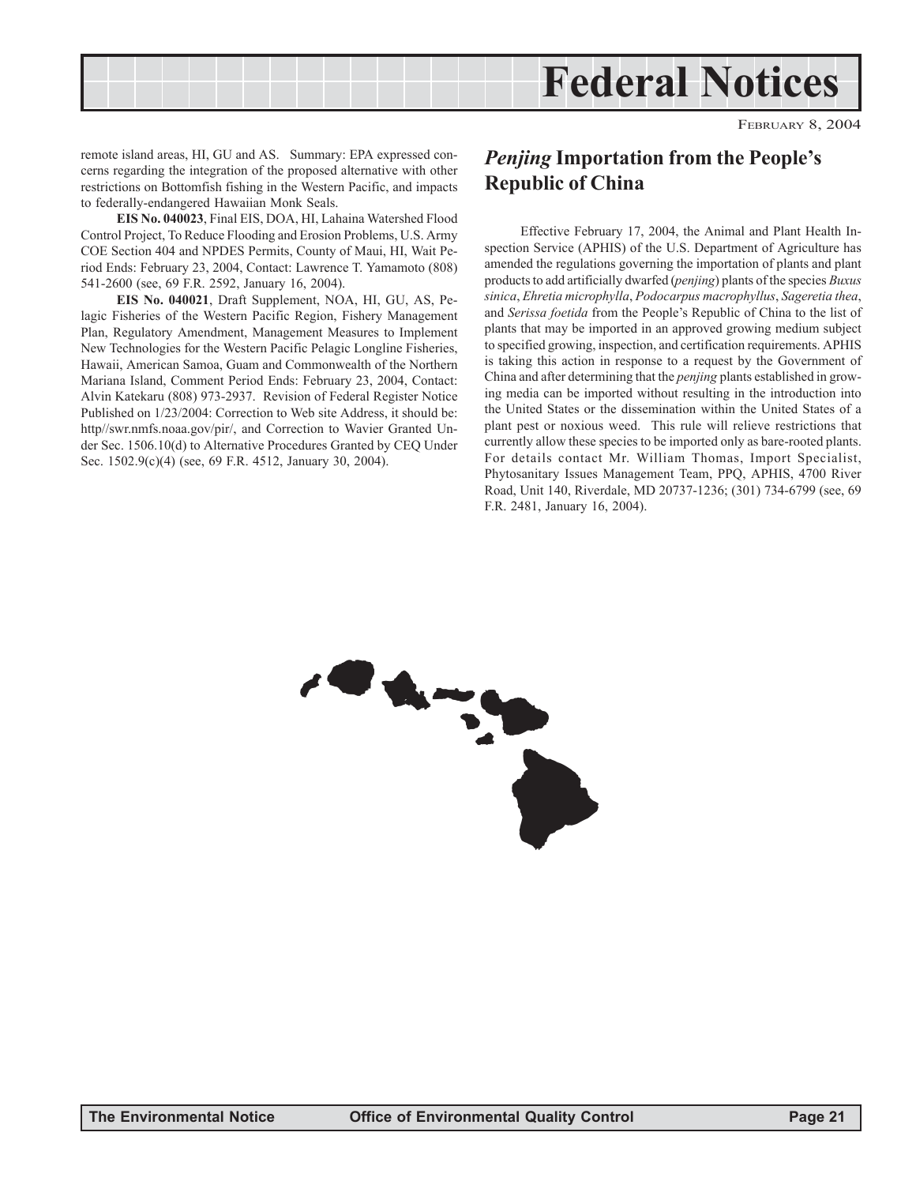# Federal Notices

February 8, 2004

remote island areas, HI, GU and AS. Summary: EPA expressed concerns regarding the integration of the proposed alternative with other restrictions on Bottomfish fishing in the Western Pacific, and impacts to federally-endangered Hawaiian Monk Seals.

**EIS No. 040023**, Final EIS, DOA, HI, Lahaina Watershed Flood Control Project, To Reduce Flooding and Erosion Problems, U.S. Army COE Section 404 and NPDES Permits, County of Maui, HI, Wait Period Ends: February 23, 2004, Contact: Lawrence T. Yamamoto (808) 541-2600 (see, 69 F.R. 2592, January 16, 2004).

**EIS No. 040021**, Draft Supplement, NOA, HI, GU, AS, Pelagic Fisheries of the Western Pacific Region, Fishery Management Plan, Regulatory Amendment, Management Measures to Implement New Technologies for the Western Pacific Pelagic Longline Fisheries, Hawaii, American Samoa, Guam and Commonwealth of the Northern Mariana Island, Comment Period Ends: February 23, 2004, Contact: Alvin Katekaru (808) 973-2937. Revision of Federal Register Notice Published on 1/23/2004: Correction to Web site Address, it should be: http//swr.nmfs.noaa.gov/pir/, and Correction to Wavier Granted Under Sec. 1506.10(d) to Alternative Procedures Granted by CEQ Under Sec. 1502.9(c)(4) (see, 69 F.R. 4512, January 30, 2004).

## *Penjing* Importation from the People's Republic of China

Effective February 17, 2004, the Animal and Plant Health Inspection Service (APHIS) of the U.S. Department of Agriculture has amended the regulations governing the importation of plants and plant products to add artificially dwarfed (*penjing*) plants of the species *Buxus sinica*, *Ehretia microphylla*, *Podocarpus macrophyllus*, *Sageretia thea*, and *Serissa foetida* from the People's Republic of China to the list of plants that may be imported in an approved growing medium subject to specified growing, inspection, and certification requirements. APHIS is taking this action in response to a request by the Government of China and after determining that the *penjing* plants established in growing media can be imported without resulting in the introduction into the United States or the dissemination within the United States of a plant pest or noxious weed. This rule will relieve restrictions that currently allow these species to be imported only as bare-rooted plants. For details contact Mr. William Thomas, Import Specialist, Phytosanitary Issues Management Team, PPQ, APHIS, 4700 River Road, Unit 140, Riverdale, MD 20737-1236; (301) 734-6799 (see, 69 F.R. 2481, January 16, 2004).